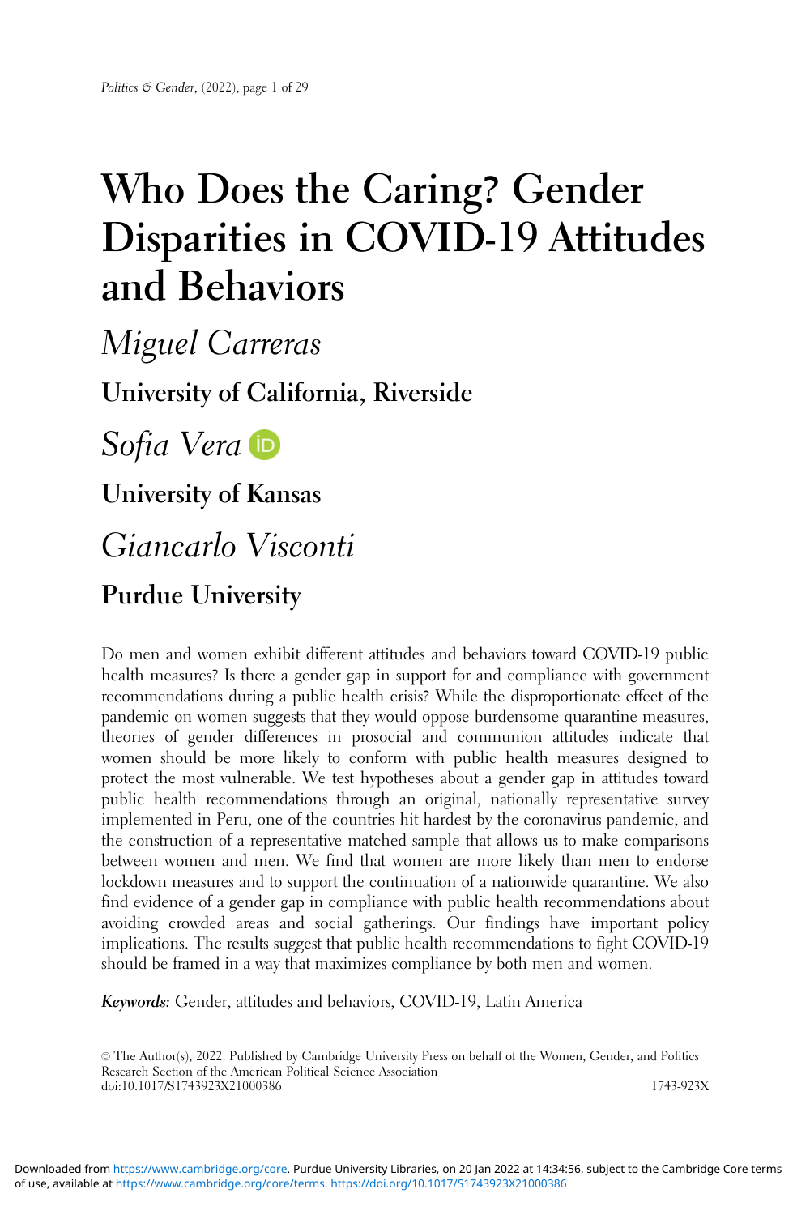# Who Does the Caring? Gender Disparities in COVID-19 Attitudes and Behaviors

*Miguel Carreras*

**University of California, Riverside**

*Sofia Vera*

**University of Kansas**

*Giancarlo Visconti*

**Purdue University**

Do men and women exhibit different attitudes and behaviors toward COVID-19 public health measures? Is there a gender gap in support for and compliance with government recommendations during a public health crisis? While the disproportionate effect of the pandemic on women suggests that they would oppose burdensome quarantine measures, theories of gender differences in prosocial and communion attitudes indicate that women should be more likely to conform with public health measures designed to protect the most vulnerable. We test hypotheses about a gender gap in attitudes toward public health recommendations through an original, nationally representative survey implemented in Peru, one of the countries hit hardest by the coronavirus pandemic, and the construction of a representative matched sample that allows us to make comparisons between women and men. We find that women are more likely than men to endorse lockdown measures and to support the continuation of a nationwide quarantine. We also find evidence of a gender gap in compliance with public health recommendations about avoiding crowded areas and social gatherings. Our findings have important policy implications. The results suggest that public health recommendations to fight COVID-19 should be framed in a way that maximizes compliance by both men and women.

***Keywords:*** Gender, attitudes and behaviors, COVID-19, Latin America

© The Author(s), 2022. Published by Cambridge University Press on behalf of the Women, Gender, and Politics Research Section of the American Political Science Association
doi:10.1017/S1743923X21000386 1743-923X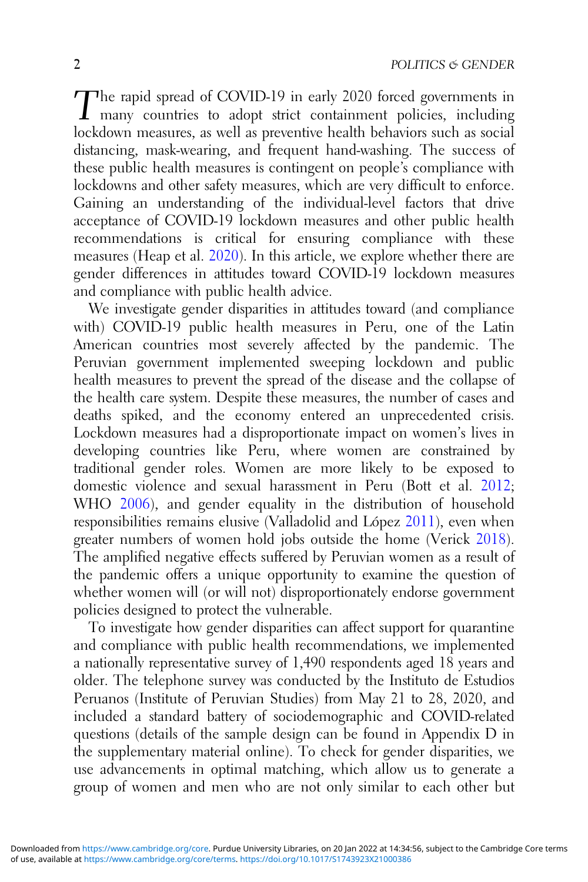The rapid spread of COVID-19 in early 2020 forced governments in many countries to adopt strict containment policies, including lockdown measures, as well as preventive health behaviors such as social distancing, mask-wearing, and frequent hand-washing. The success of these public health measures is contingent on people's compliance with lockdowns and other safety measures, which are very difficult to enforce. Gaining an understanding of the individual-level factors that drive acceptance of COVID-19 lockdown measures and other public health recommendations is critical for ensuring compliance with these measures (Heap et al. 2020). In this article, we explore whether there are gender differences in attitudes toward COVID-19 lockdown measures and compliance with public health advice.

We investigate gender disparities in attitudes toward (and compliance with) COVID-19 public health measures in Peru, one of the Latin American countries most severely affected by the pandemic. The Peruvian government implemented sweeping lockdown and public health measures to prevent the spread of the disease and the collapse of the health care system. Despite these measures, the number of cases and deaths spiked, and the economy entered an unprecedented crisis. Lockdown measures had a disproportionate impact on women's lives in developing countries like Peru, where women are constrained by traditional gender roles. Women are more likely to be exposed to domestic violence and sexual harassment in Peru (Bott et al. 2012; WHO 2006), and gender equality in the distribution of household responsibilities remains elusive (Valladolid and López 2011), even when greater numbers of women hold jobs outside the home (Verick 2018). The amplified negative effects suffered by Peruvian women as a result of the pandemic offers a unique opportunity to examine the question of whether women will (or will not) disproportionately endorse government policies designed to protect the vulnerable.

To investigate how gender disparities can affect support for quarantine and compliance with public health recommendations, we implemented a nationally representative survey of 1,490 respondents aged 18 years and older. The telephone survey was conducted by the Instituto de Estudios Peruanos (Institute of Peruvian Studies) from May 21 to 28, 2020, and included a standard battery of sociodemographic and COVID-related questions (details of the sample design can be found in Appendix D in the supplementary material online). To check for gender disparities, we use advancements in optimal matching, which allow us to generate a group of women and men who are not only similar to each other but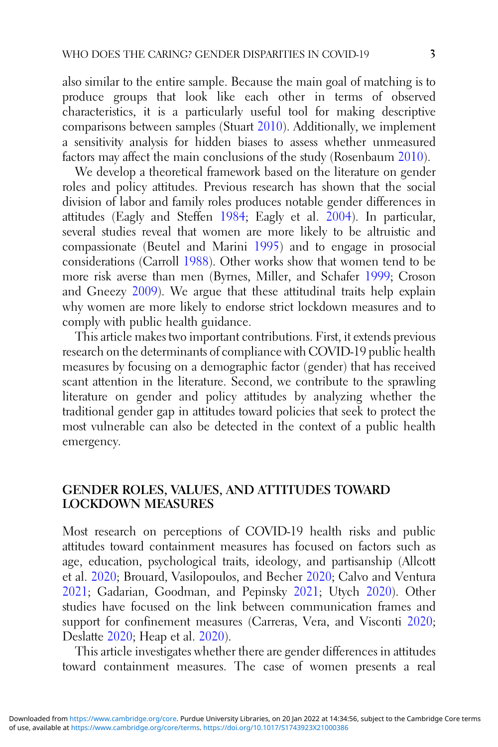also similar to the entire sample. Because the main goal of matching is to produce groups that look like each other in terms of observed characteristics, it is a particularly useful tool for making descriptive comparisons between samples (Stuart 2010). Additionally, we implement a sensitivity analysis for hidden biases to assess whether unmeasured factors may affect the main conclusions of the study (Rosenbaum 2010).

We develop a theoretical framework based on the literature on gender roles and policy attitudes. Previous research has shown that the social division of labor and family roles produces notable gender differences in attitudes (Eagly and Steffen 1984; Eagly et al. 2004). In particular, several studies reveal that women are more likely to be altruistic and compassionate (Beutel and Marini 1995) and to engage in prosocial considerations (Carroll 1988). Other works show that women tend to be more risk averse than men (Byrnes, Miller, and Schafer 1999; Croson and Gneezy 2009). We argue that these attitudinal traits help explain why women are more likely to endorse strict lockdown measures and to comply with public health guidance.

This article makes two important contributions. First, it extends previous research on the determinants of compliance with COVID-19 public health measures by focusing on a demographic factor (gender) that has received scant attention in the literature. Second, we contribute to the sprawling literature on gender and policy attitudes by analyzing whether the traditional gender gap in attitudes toward policies that seek to protect the most vulnerable can also be detected in the context of a public health emergency.

## GENDER ROLES, VALUES, AND ATTITUDES TOWARD LOCKDOWN MEASURES

Most research on perceptions of COVID-19 health risks and public attitudes toward containment measures has focused on factors such as age, education, psychological traits, ideology, and partisanship (Allcott et al. 2020; Brouard, Vasilopoulos, and Becher 2020; Calvo and Ventura 2021; Gadarian, Goodman, and Pepinsky 2021; Utych 2020). Other studies have focused on the link between communication frames and support for confinement measures (Carreras, Vera, and Visconti 2020; Deslatte 2020; Heap et al. 2020).

This article investigates whether there are gender differences in attitudes toward containment measures. The case of women presents a real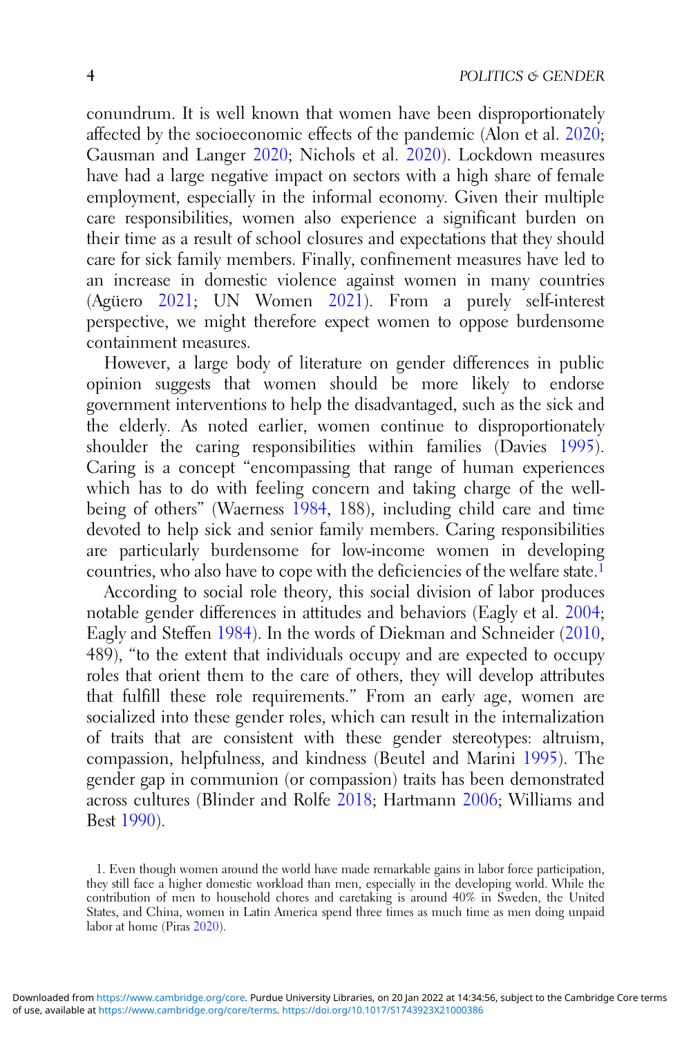conundrum. It is well known that women have been disproportionately affected by the socioeconomic effects of the pandemic (Alon et al. 2020; Gausman and Langer 2020; Nichols et al. 2020). Lockdown measures have had a large negative impact on sectors with a high share of female employment, especially in the informal economy. Given their multiple care responsibilities, women also experience a significant burden on their time as a result of school closures and expectations that they should care for sick family members. Finally, confinement measures have led to an increase in domestic violence against women in many countries (Agüero 2021; UN Women 2021). From a purely self-interest perspective, we might therefore expect women to oppose burdensome containment measures.

However, a large body of literature on gender differences in public opinion suggests that women should be more likely to endorse government interventions to help the disadvantaged, such as the sick and the elderly. As noted earlier, women continue to disproportionately shoulder the caring responsibilities within families (Davies 1995). Caring is a concept "encompassing that range of human experiences which has to do with feeling concern and taking charge of the well-being of others" (Waerness 1984, 188), including child care and time devoted to help sick and senior family members. Caring responsibilities are particularly burdensome for low-income women in developing countries, who also have to cope with the deficiencies of the welfare state.[1]

According to social role theory, this social division of labor produces notable gender differences in attitudes and behaviors (Eagly et al. 2004; Eagly and Steffen 1984). In the words of Diekman and Schneider (2010, 489), "to the extent that individuals occupy and are expected to occupy roles that orient them to the care of others, they will develop attributes that fulfill these role requirements." From an early age, women are socialized into these gender roles, which can result in the internalization of traits that are consistent with these gender stereotypes: altruism, compassion, helpfulness, and kindness (Beutel and Marini 1995). The gender gap in communion (or compassion) traits has been demonstrated across cultures (Blinder and Rolfe 2018; Hartmann 2006; Williams and Best 1990).

1. Even though women around the world have made remarkable gains in labor force participation, they still face a higher domestic workload than men, especially in the developing world. While the contribution of men to household chores and caretaking is around 40% in Sweden, the United States, and China, women in Latin America spend three times as much time as men doing unpaid labor at home (Piras 2020).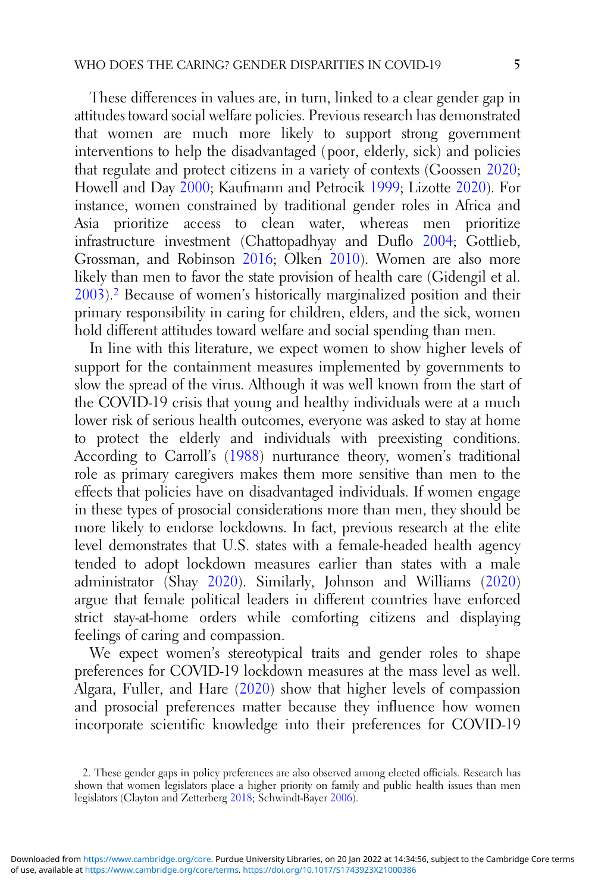These differences in values are, in turn, linked to a clear gender gap in attitudes toward social welfare policies. Previous research has demonstrated that women are much more likely to support strong government interventions to help the disadvantaged (poor, elderly, sick) and policies that regulate and protect citizens in a variety of contexts (Goossen 2020; Howell and Day 2000; Kaufmann and Petrocik 1999; Lizotte 2020). For instance, women constrained by traditional gender roles in Africa and Asia prioritize access to clean water, whereas men prioritize infrastructure investment (Chattopadhyay and Duflo 2004; Gottlieb, Grossman, and Robinson 2016; Olken 2010). Women are also more likely than men to favor the state provision of health care (Gidengil et al. 2003).[2] Because of women's historically marginalized position and their primary responsibility in caring for children, elders, and the sick, women hold different attitudes toward welfare and social spending than men.

In line with this literature, we expect women to show higher levels of support for the containment measures implemented by governments to slow the spread of the virus. Although it was well known from the start of the COVID-19 crisis that young and healthy individuals were at a much lower risk of serious health outcomes, everyone was asked to stay at home to protect the elderly and individuals with preexisting conditions. According to Carroll's (1988) nurturance theory, women's traditional role as primary caregivers makes them more sensitive than men to the effects that policies have on disadvantaged individuals. If women engage in these types of prosocial considerations more than men, they should be more likely to endorse lockdowns. In fact, previous research at the elite level demonstrates that U.S. states with a female-headed health agency tended to adopt lockdown measures earlier than states with a male administrator (Shay 2020). Similarly, Johnson and Williams (2020) argue that female political leaders in different countries have enforced strict stay-at-home orders while comforting citizens and displaying feelings of caring and compassion.

We expect women's stereotypical traits and gender roles to shape preferences for COVID-19 lockdown measures at the mass level as well. Algara, Fuller, and Hare (2020) show that higher levels of compassion and prosocial preferences matter because they influence how women incorporate scientific knowledge into their preferences for COVID-19

2. These gender gaps in policy preferences are also observed among elected officials. Research has shown that women legislators place a higher priority on family and public health issues than men legislators (Clayton and Zetterberg 2018; Schwindt-Bayer 2006).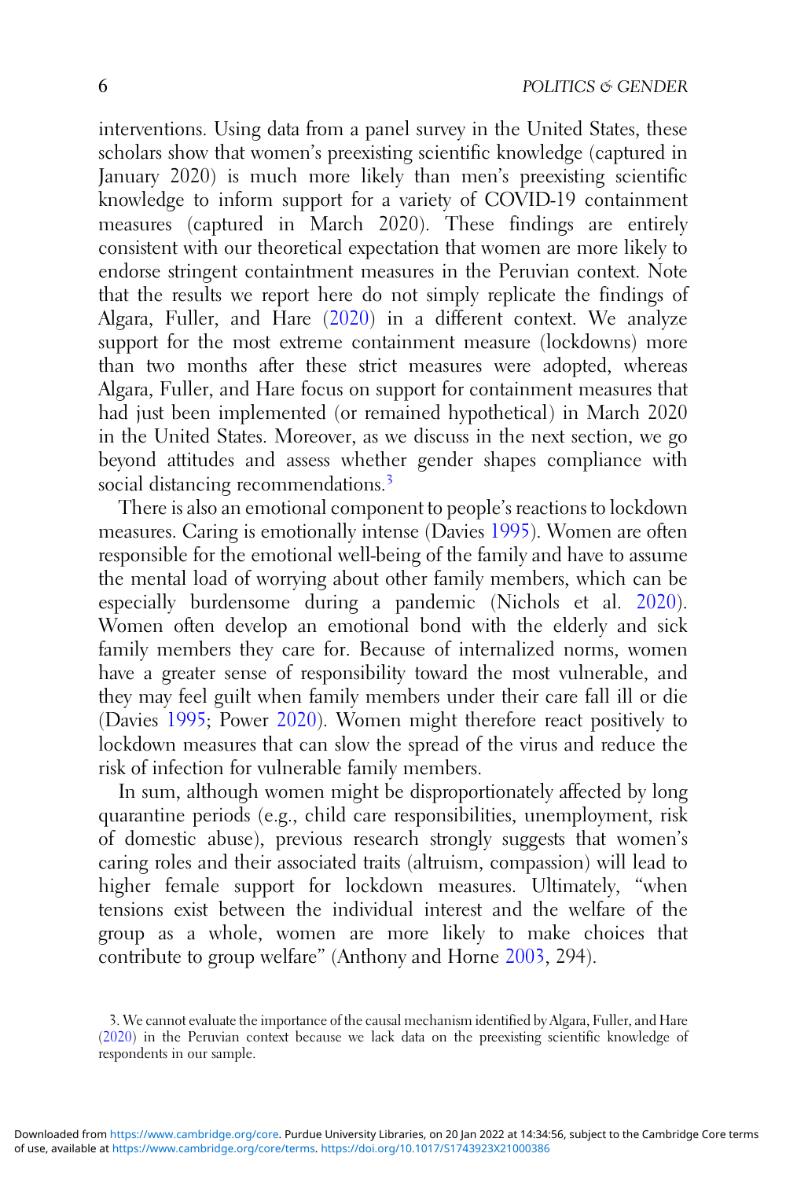interventions. Using data from a panel survey in the United States, these scholars show that women's preexisting scientific knowledge (captured in January 2020) is much more likely than men's preexisting scientific knowledge to inform support for a variety of COVID-19 containment measures (captured in March 2020). These findings are entirely consistent with our theoretical expectation that women are more likely to endorse stringent containtment measures in the Peruvian context. Note that the results we report here do not simply replicate the findings of Algara, Fuller, and Hare (2020) in a different context. We analyze support for the most extreme containment measure (lockdowns) more than two months after these strict measures were adopted, whereas Algara, Fuller, and Hare focus on support for containment measures that had just been implemented (or remained hypothetical) in March 2020 in the United States. Moreover, as we discuss in the next section, we go beyond attitudes and assess whether gender shapes compliance with social distancing recommendations.[3]

There is also an emotional component to people's reactions to lockdown measures. Caring is emotionally intense (Davies 1995). Women are often responsible for the emotional well-being of the family and have to assume the mental load of worrying about other family members, which can be especially burdensome during a pandemic (Nichols et al. 2020). Women often develop an emotional bond with the elderly and sick family members they care for. Because of internalized norms, women have a greater sense of responsibility toward the most vulnerable, and they may feel guilt when family members under their care fall ill or die (Davies 1995; Power 2020). Women might therefore react positively to lockdown measures that can slow the spread of the virus and reduce the risk of infection for vulnerable family members.

In sum, although women might be disproportionately affected by long quarantine periods (e.g., child care responsibilities, unemployment, risk of domestic abuse), previous research strongly suggests that women's caring roles and their associated traits (altruism, compassion) will lead to higher female support for lockdown measures. Ultimately, "when tensions exist between the individual interest and the welfare of the group as a whole, women are more likely to make choices that contribute to group welfare" (Anthony and Horne 2003, 294).

3. We cannot evaluate the importance of the causal mechanism identified by Algara, Fuller, and Hare (2020) in the Peruvian context because we lack data on the preexisting scientific knowledge of respondents in our sample.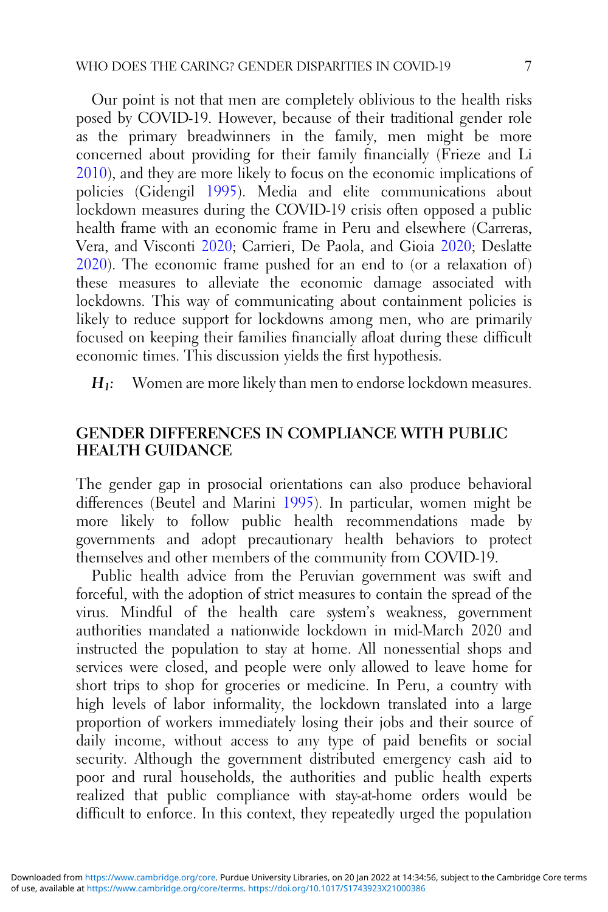Our point is not that men are completely oblivious to the health risks posed by COVID-19. However, because of their traditional gender role as the primary breadwinners in the family, men might be more concerned about providing for their family financially (Frieze and Li 2010), and they are more likely to focus on the economic implications of policies (Gidengil 1995). Media and elite communications about lockdown measures during the COVID-19 crisis often opposed a public health frame with an economic frame in Peru and elsewhere (Carreras, Vera, and Visconti 2020; Carrieri, De Paola, and Gioia 2020; Deslatte 2020). The economic frame pushed for an end to (or a relaxation of) these measures to alleviate the economic damage associated with lockdowns. This way of communicating about containment policies is likely to reduce support for lockdowns among men, who are primarily focused on keeping their families financially afloat during these difficult economic times. This discussion yields the first hypothesis.

***$H_1$:*** Women are more likely than men to endorse lockdown measures.

## GENDER DIFFERENCES IN COMPLIANCE WITH PUBLIC HEALTH GUIDANCE

The gender gap in prosocial orientations can also produce behavioral differences (Beutel and Marini 1995). In particular, women might be more likely to follow public health recommendations made by governments and adopt precautionary health behaviors to protect themselves and other members of the community from COVID-19.

Public health advice from the Peruvian government was swift and forceful, with the adoption of strict measures to contain the spread of the virus. Mindful of the health care system's weakness, government authorities mandated a nationwide lockdown in mid-March 2020 and instructed the population to stay at home. All nonessential shops and services were closed, and people were only allowed to leave home for short trips to shop for groceries or medicine. In Peru, a country with high levels of labor informality, the lockdown translated into a large proportion of workers immediately losing their jobs and their source of daily income, without access to any type of paid benefits or social security. Although the government distributed emergency cash aid to poor and rural households, the authorities and public health experts realized that public compliance with stay-at-home orders would be difficult to enforce. In this context, they repeatedly urged the population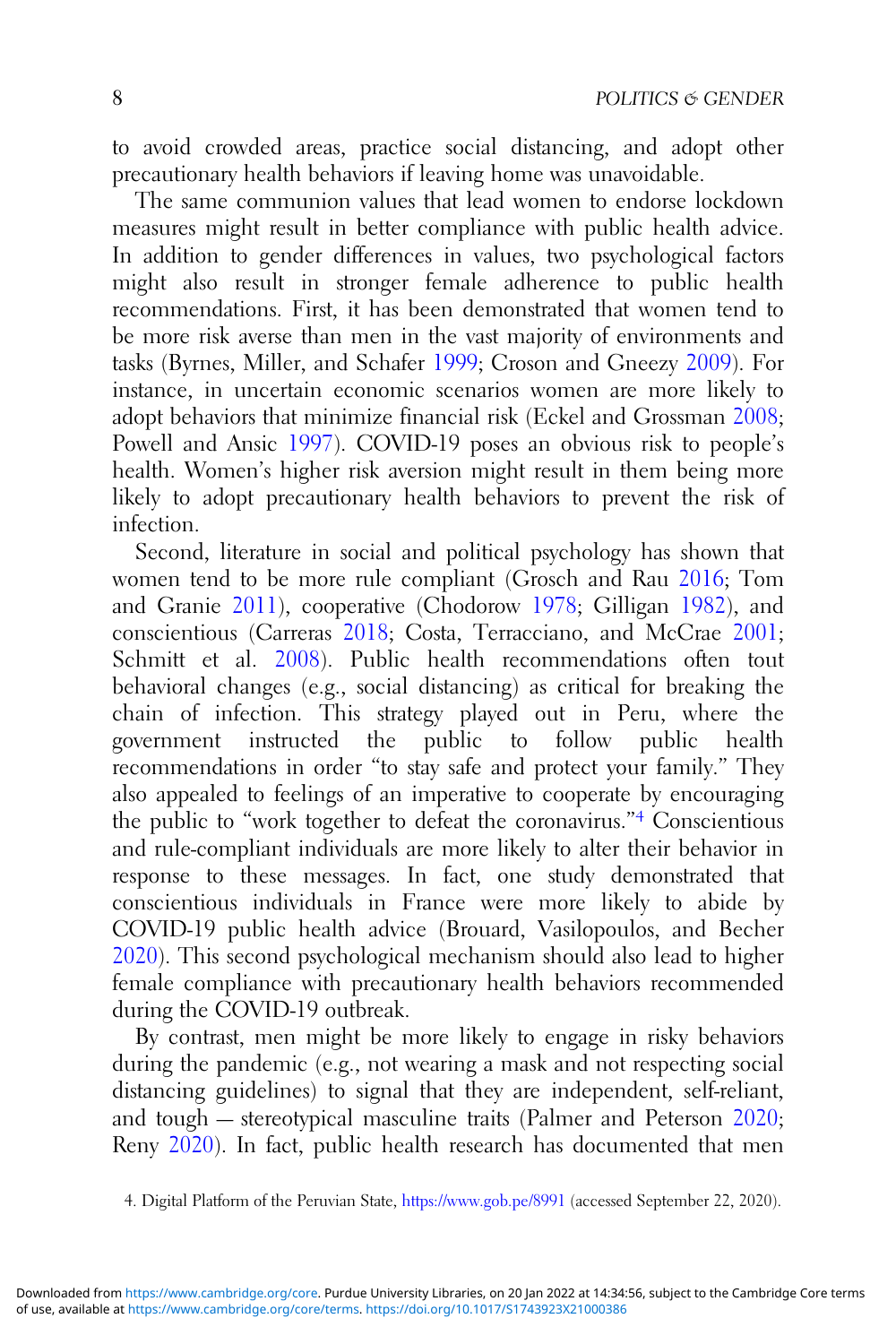to avoid crowded areas, practice social distancing, and adopt other precautionary health behaviors if leaving home was unavoidable.

The same communion values that lead women to endorse lockdown measures might result in better compliance with public health advice. In addition to gender differences in values, two psychological factors might also result in stronger female adherence to public health recommendations. First, it has been demonstrated that women tend to be more risk averse than men in the vast majority of environments and tasks (Byrnes, Miller, and Schafer 1999; Croson and Gneezy 2009). For instance, in uncertain economic scenarios women are more likely to adopt behaviors that minimize financial risk (Eckel and Grossman 2008; Powell and Ansic 1997). COVID-19 poses an obvious risk to people's health. Women's higher risk aversion might result in them being more likely to adopt precautionary health behaviors to prevent the risk of infection.

Second, literature in social and political psychology has shown that women tend to be more rule compliant (Grosch and Rau 2016; Tom and Granie 2011), cooperative (Chodorow 1978; Gilligan 1982), and conscientious (Carreras 2018; Costa, Terracciano, and McCrae 2001; Schmitt et al. 2008). Public health recommendations often tout behavioral changes (e.g., social distancing) as critical for breaking the chain of infection. This strategy played out in Peru, where the government instructed the public to follow public health recommendations in order "to stay safe and protect your family." They also appealed to feelings of an imperative to cooperate by encouraging the public to "work together to defeat the coronavirus."[4] Conscientious and rule-compliant individuals are more likely to alter their behavior in response to these messages. In fact, one study demonstrated that conscientious individuals in France were more likely to abide by COVID-19 public health advice (Brouard, Vasilopoulos, and Becher 2020). This second psychological mechanism should also lead to higher female compliance with precautionary health behaviors recommended during the COVID-19 outbreak.

By contrast, men might be more likely to engage in risky behaviors during the pandemic (e.g., not wearing a mask and not respecting social distancing guidelines) to signal that they are independent, self-reliant, and tough — stereotypical masculine traits (Palmer and Peterson 2020; Reny 2020). In fact, public health research has documented that men

4. Digital Platform of the Peruvian State, https://www.gob.pe/8991 (accessed September 22, 2020).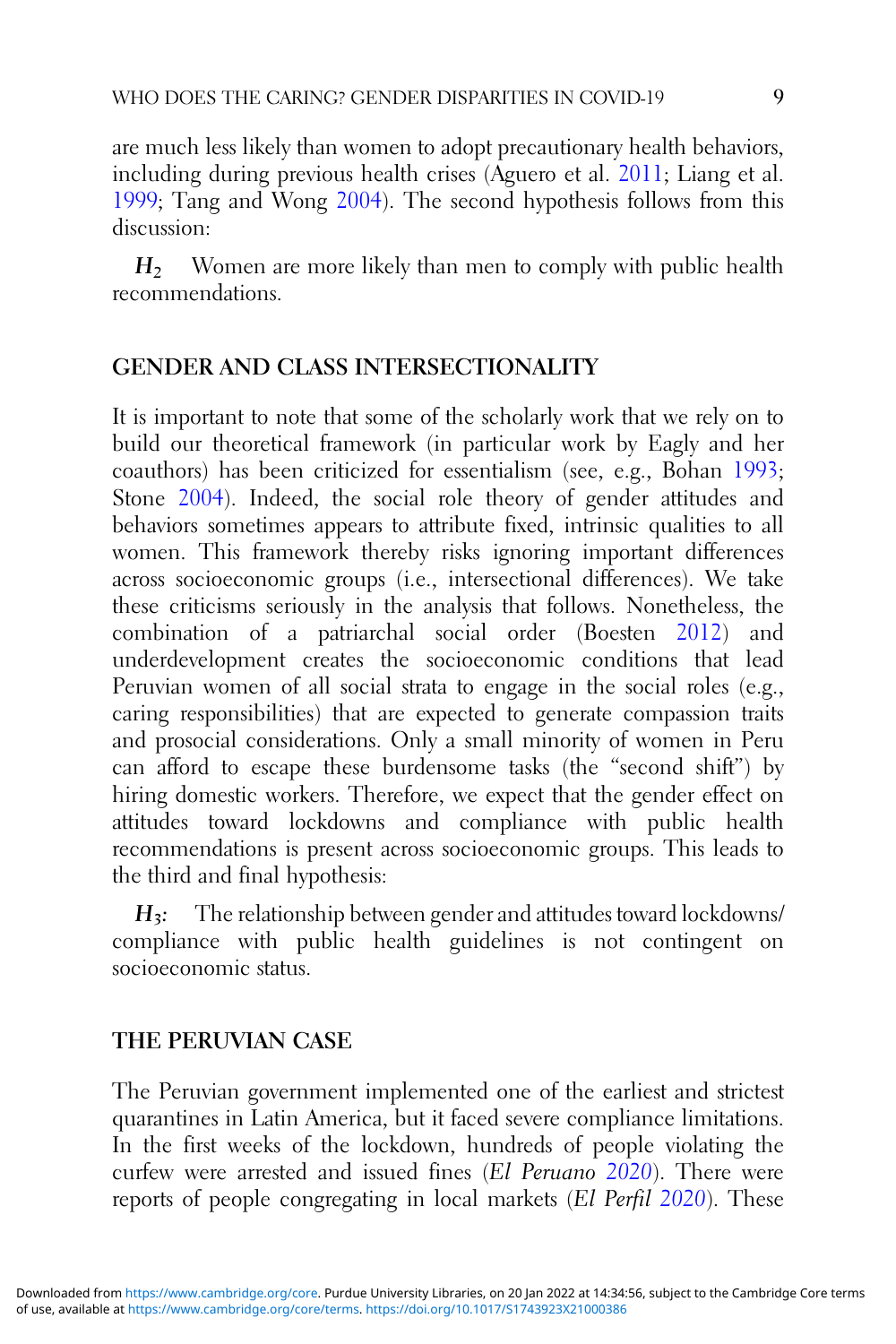are much less likely than women to adopt precautionary health behaviors, including during previous health crises (Aguero et al. 2011; Liang et al. 1999; Tang and Wong 2004). The second hypothesis follows from this discussion:

***$H_2$*** Women are more likely than men to comply with public health recommendations.

## GENDER AND CLASS INTERSECTIONALITY

It is important to note that some of the scholarly work that we rely on to build our theoretical framework (in particular work by Eagly and her coauthors) has been criticized for essentialism (see, e.g., Bohan 1993; Stone 2004). Indeed, the social role theory of gender attitudes and behaviors sometimes appears to attribute fixed, intrinsic qualities to all women. This framework thereby risks ignoring important differences across socioeconomic groups (i.e., intersectional differences). We take these criticisms seriously in the analysis that follows. Nonetheless, the combination of a patriarchal social order (Boesten 2012) and underdevelopment creates the socioeconomic conditions that lead Peruvian women of all social strata to engage in the social roles (e.g., caring responsibilities) that are expected to generate compassion traits and prosocial considerations. Only a small minority of women in Peru can afford to escape these burdensome tasks (the "second shift") by hiring domestic workers. Therefore, we expect that the gender effect on attitudes toward lockdowns and compliance with public health recommendations is present across socioeconomic groups. This leads to the third and final hypothesis:

***$H_3$:*** The relationship between gender and attitudes toward lockdowns/compliance with public health guidelines is not contingent on socioeconomic status.

## THE PERUVIAN CASE

The Peruvian government implemented one of the earliest and strictest quarantines in Latin America, but it faced severe compliance limitations. In the first weeks of the lockdown, hundreds of people violating the curfew were arrested and issued fines (*El Peruano* 2020). There were reports of people congregating in local markets (*El Perfil* 2020). These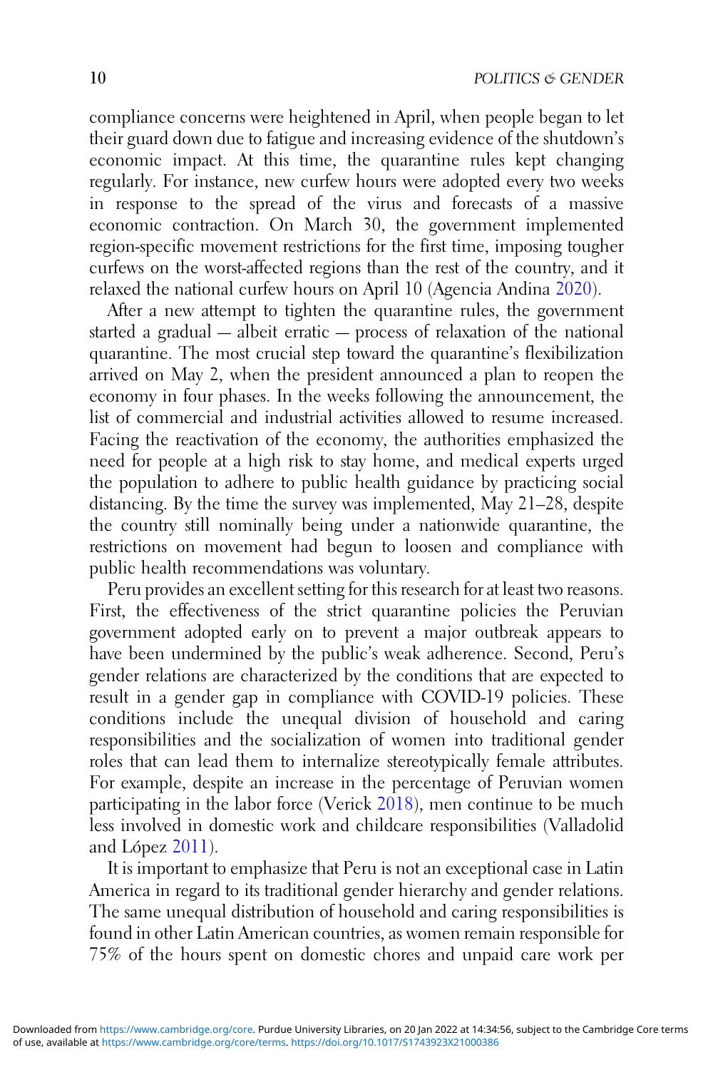compliance concerns were heightened in April, when people began to let their guard down due to fatigue and increasing evidence of the shutdown's economic impact. At this time, the quarantine rules kept changing regularly. For instance, new curfew hours were adopted every two weeks in response to the spread of the virus and forecasts of a massive economic contraction. On March 30, the government implemented region-specific movement restrictions for the first time, imposing tougher curfews on the worst-affected regions than the rest of the country, and it relaxed the national curfew hours on April 10 (Agencia Andina 2020).

After a new attempt to tighten the quarantine rules, the government started a gradual — albeit erratic — process of relaxation of the national quarantine. The most crucial step toward the quarantine's flexibilization arrived on May 2, when the president announced a plan to reopen the economy in four phases. In the weeks following the announcement, the list of commercial and industrial activities allowed to resume increased. Facing the reactivation of the economy, the authorities emphasized the need for people at a high risk to stay home, and medical experts urged the population to adhere to public health guidance by practicing social distancing. By the time the survey was implemented, May 21–28, despite the country still nominally being under a nationwide quarantine, the restrictions on movement had begun to loosen and compliance with public health recommendations was voluntary.

Peru provides an excellent setting for this research for at least two reasons. First, the effectiveness of the strict quarantine policies the Peruvian government adopted early on to prevent a major outbreak appears to have been undermined by the public's weak adherence. Second, Peru's gender relations are characterized by the conditions that are expected to result in a gender gap in compliance with COVID-19 policies. These conditions include the unequal division of household and caring responsibilities and the socialization of women into traditional gender roles that can lead them to internalize stereotypically female attributes. For example, despite an increase in the percentage of Peruvian women participating in the labor force (Verick 2018), men continue to be much less involved in domestic work and childcare responsibilities (Valladolid and López 2011).

It is important to emphasize that Peru is not an exceptional case in Latin America in regard to its traditional gender hierarchy and gender relations. The same unequal distribution of household and caring responsibilities is found in other Latin American countries, as women remain responsible for 75% of the hours spent on domestic chores and unpaid care work per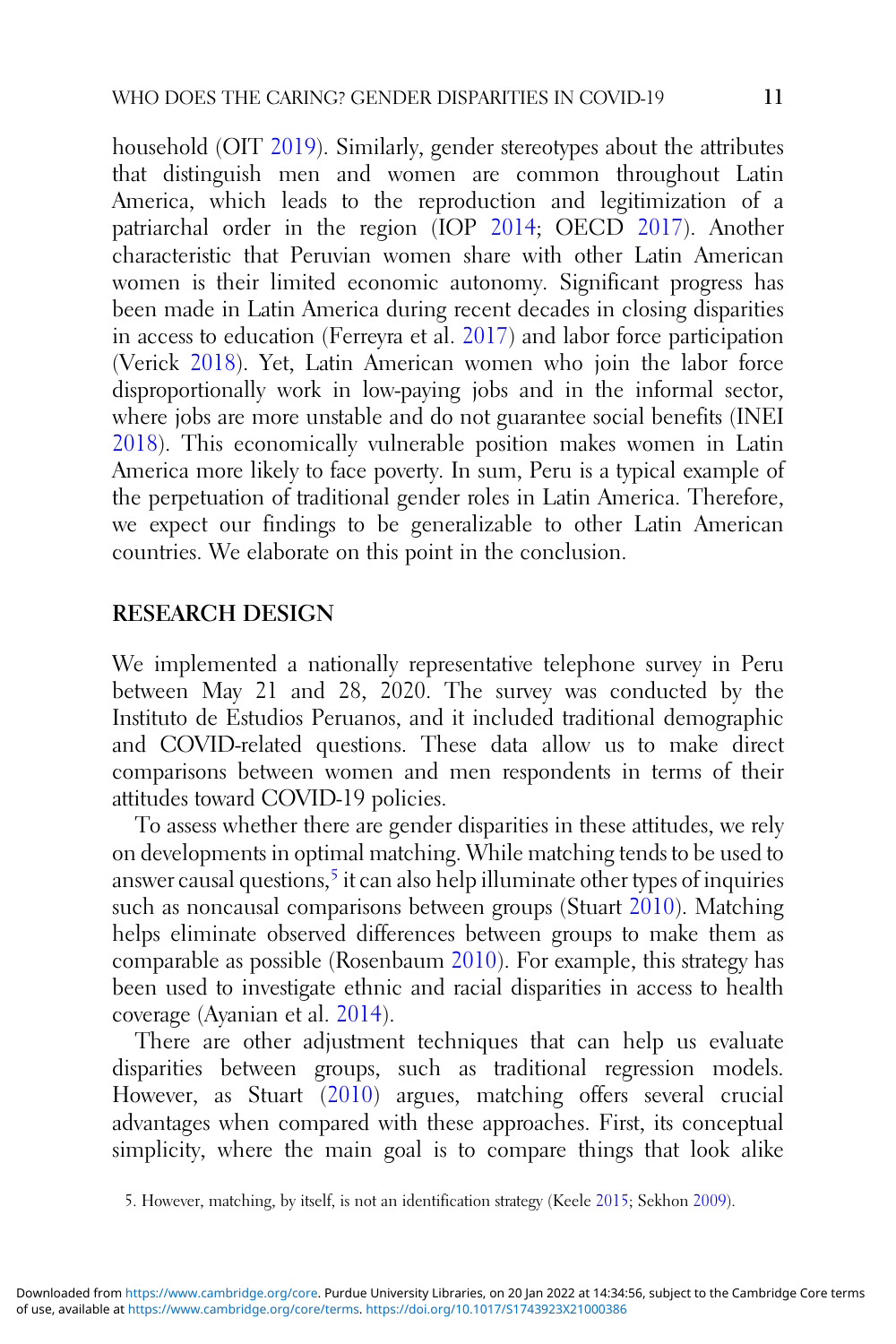household (OIT 2019). Similarly, gender stereotypes about the attributes that distinguish men and women are common throughout Latin America, which leads to the reproduction and legitimization of a patriarchal order in the region (IOP 2014; OECD 2017). Another characteristic that Peruvian women share with other Latin American women is their limited economic autonomy. Significant progress has been made in Latin America during recent decades in closing disparities in access to education (Ferreyra et al. 2017) and labor force participation (Verick 2018). Yet, Latin American women who join the labor force disproportionally work in low-paying jobs and in the informal sector, where jobs are more unstable and do not guarantee social benefits (INEI 2018). This economically vulnerable position makes women in Latin America more likely to face poverty. In sum, Peru is a typical example of the perpetuation of traditional gender roles in Latin America. Therefore, we expect our findings to be generalizable to other Latin American countries. We elaborate on this point in the conclusion.

## RESEARCH DESIGN

We implemented a nationally representative telephone survey in Peru between May 21 and 28, 2020. The survey was conducted by the Instituto de Estudios Peruanos, and it included traditional demographic and COVID-related questions. These data allow us to make direct comparisons between women and men respondents in terms of their attitudes toward COVID-19 policies.

To assess whether there are gender disparities in these attitudes, we rely on developments in optimal matching. While matching tends to be used to answer causal questions,[5] it can also help illuminate other types of inquiries such as noncausal comparisons between groups (Stuart 2010). Matching helps eliminate observed differences between groups to make them as comparable as possible (Rosenbaum 2010). For example, this strategy has been used to investigate ethnic and racial disparities in access to health coverage (Ayanian et al. 2014).

There are other adjustment techniques that can help us evaluate disparities between groups, such as traditional regression models. However, as Stuart (2010) argues, matching offers several crucial advantages when compared with these approaches. First, its conceptual simplicity, where the main goal is to compare things that look alike

5. However, matching, by itself, is not an identification strategy (Keele 2015; Sekhon 2009).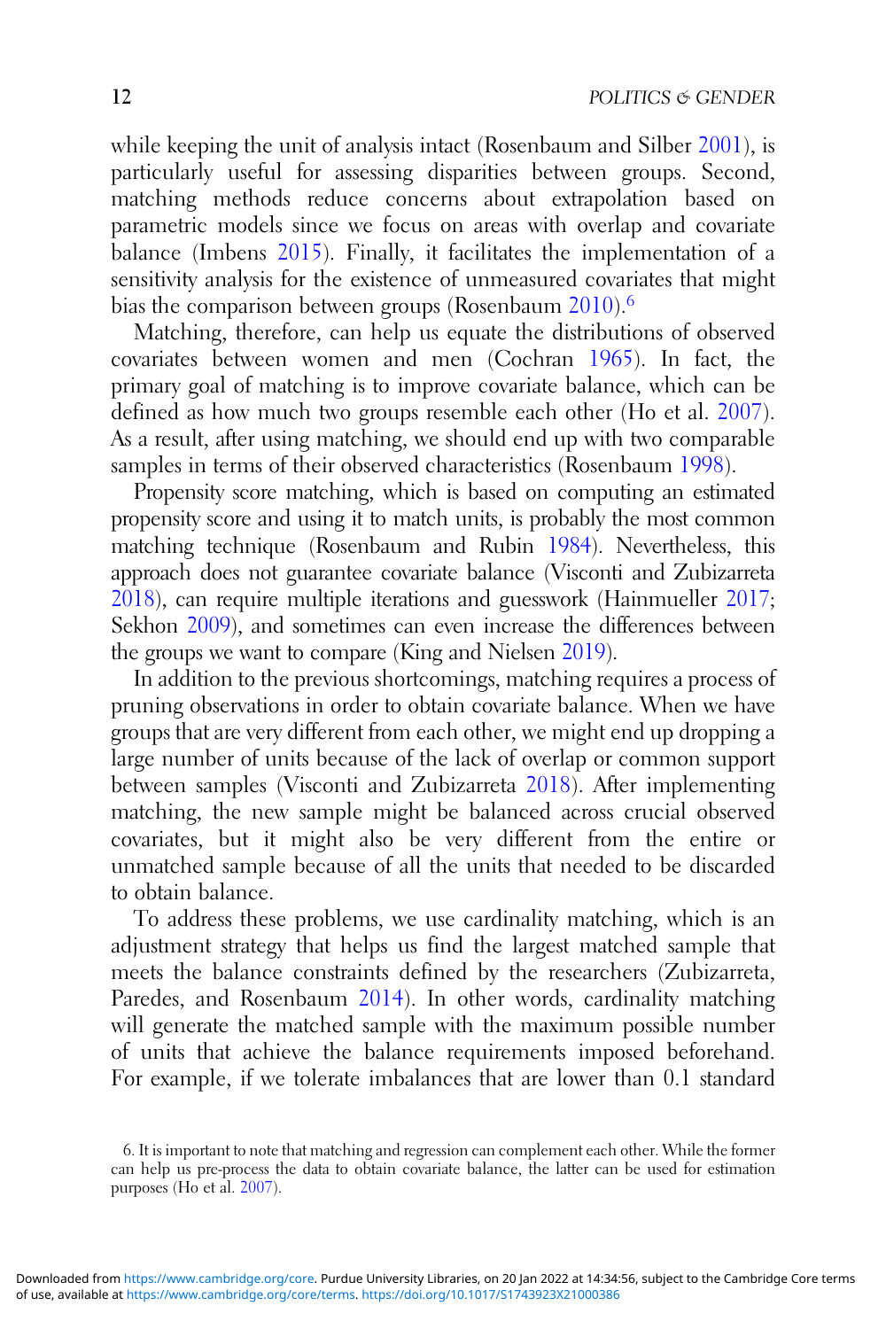while keeping the unit of analysis intact (Rosenbaum and Silber 2001), is particularly useful for assessing disparities between groups. Second, matching methods reduce concerns about extrapolation based on parametric models since we focus on areas with overlap and covariate balance (Imbens 2015). Finally, it facilitates the implementation of a sensitivity analysis for the existence of unmeasured covariates that might bias the comparison between groups (Rosenbaum 2010).[6]

Matching, therefore, can help us equate the distributions of observed covariates between women and men (Cochran 1965). In fact, the primary goal of matching is to improve covariate balance, which can be defined as how much two groups resemble each other (Ho et al. 2007). As a result, after using matching, we should end up with two comparable samples in terms of their observed characteristics (Rosenbaum 1998).

Propensity score matching, which is based on computing an estimated propensity score and using it to match units, is probably the most common matching technique (Rosenbaum and Rubin 1984). Nevertheless, this approach does not guarantee covariate balance (Visconti and Zubizarreta 2018), can require multiple iterations and guesswork (Hainmueller 2017; Sekhon 2009), and sometimes can even increase the differences between the groups we want to compare (King and Nielsen 2019).

In addition to the previous shortcomings, matching requires a process of pruning observations in order to obtain covariate balance. When we have groups that are very different from each other, we might end up dropping a large number of units because of the lack of overlap or common support between samples (Visconti and Zubizarreta 2018). After implementing matching, the new sample might be balanced across crucial observed covariates, but it might also be very different from the entire or unmatched sample because of all the units that needed to be discarded to obtain balance.

To address these problems, we use cardinality matching, which is an adjustment strategy that helps us find the largest matched sample that meets the balance constraints defined by the researchers (Zubizarreta, Paredes, and Rosenbaum 2014). In other words, cardinality matching will generate the matched sample with the maximum possible number of units that achieve the balance requirements imposed beforehand. For example, if we tolerate imbalances that are lower than 0.1 standard

6. It is important to note that matching and regression can complement each other. While the former can help us pre-process the data to obtain covariate balance, the latter can be used for estimation purposes (Ho et al. 2007).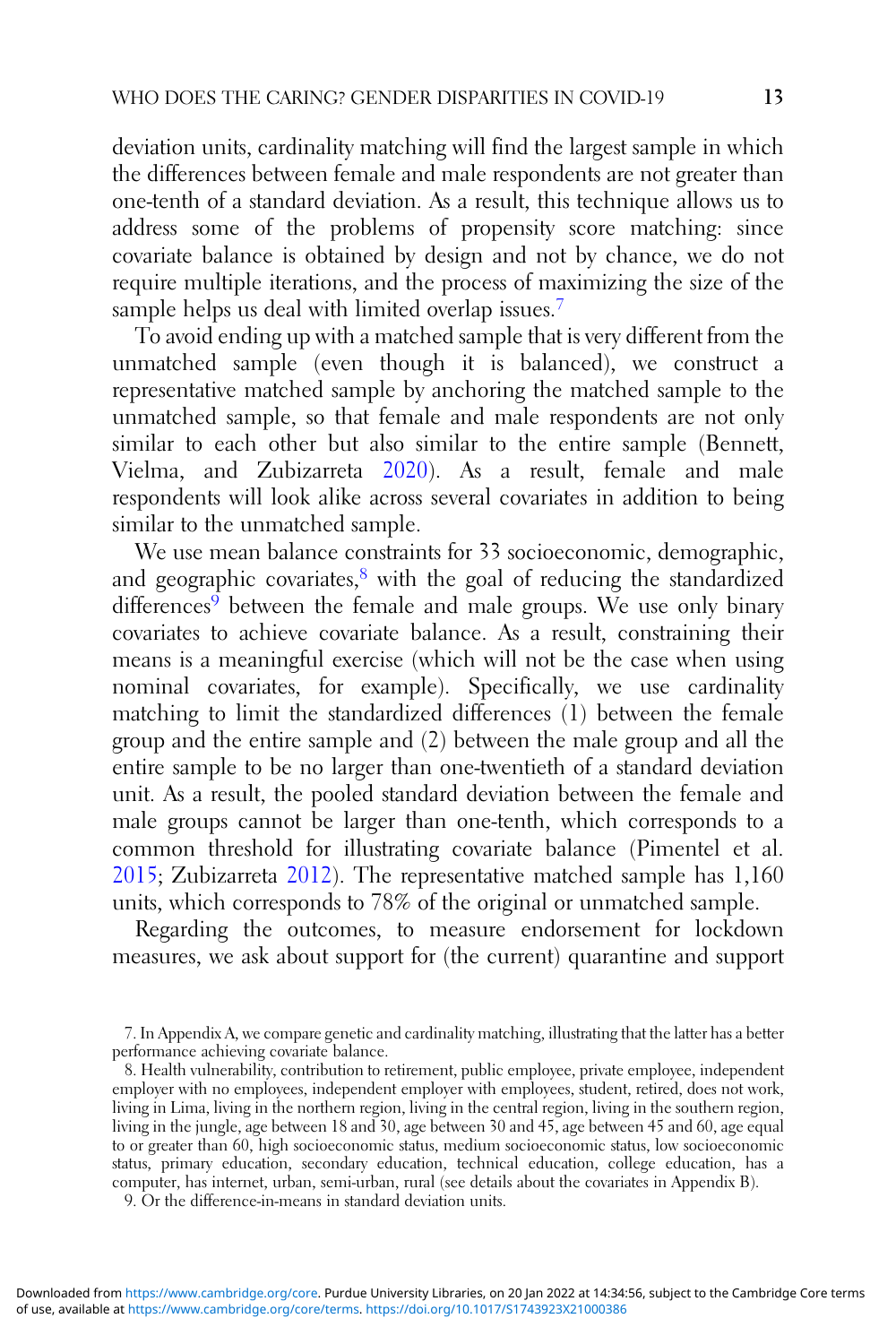deviation units, cardinality matching will find the largest sample in which the differences between female and male respondents are not greater than one-tenth of a standard deviation. As a result, this technique allows us to address some of the problems of propensity score matching: since covariate balance is obtained by design and not by chance, we do not require multiple iterations, and the process of maximizing the size of the sample helps us deal with limited overlap issues.[7]

To avoid ending up with a matched sample that is very different from the unmatched sample (even though it is balanced), we construct a representative matched sample by anchoring the matched sample to the unmatched sample, so that female and male respondents are not only similar to each other but also similar to the entire sample (Bennett, Vielma, and Zubizarreta 2020). As a result, female and male respondents will look alike across several covariates in addition to being similar to the unmatched sample.

We use mean balance constraints for 33 socioeconomic, demographic, and geographic covariates,[8] with the goal of reducing the standardized differences[9] between the female and male groups. We use only binary covariates to achieve covariate balance. As a result, constraining their means is a meaningful exercise (which will not be the case when using nominal covariates, for example). Specifically, we use cardinality matching to limit the standardized differences (1) between the female group and the entire sample and (2) between the male group and all the entire sample to be no larger than one-twentieth of a standard deviation unit. As a result, the pooled standard deviation between the female and male groups cannot be larger than one-tenth, which corresponds to a common threshold for illustrating covariate balance (Pimentel et al. 2015; Zubizarreta 2012). The representative matched sample has 1,160 units, which corresponds to 78% of the original or unmatched sample.

Regarding the outcomes, to measure endorsement for lockdown measures, we ask about support for (the current) quarantine and support

7. In Appendix A, we compare genetic and cardinality matching, illustrating that the latter has a better performance achieving covariate balance.

8. Health vulnerability, contribution to retirement, public employee, private employee, independent employer with no employees, independent employer with employees, student, retired, does not work, living in Lima, living in the northern region, living in the central region, living in the southern region, living in the jungle, age between 18 and 30, age between 30 and 45, age between 45 and 60, age equal to or greater than 60, high socioeconomic status, medium socioeconomic status, low socioeconomic status, primary education, secondary education, technical education, college education, has a computer, has internet, urban, semi-urban, rural (see details about the covariates in Appendix B).

9. Or the difference-in-means in standard deviation units.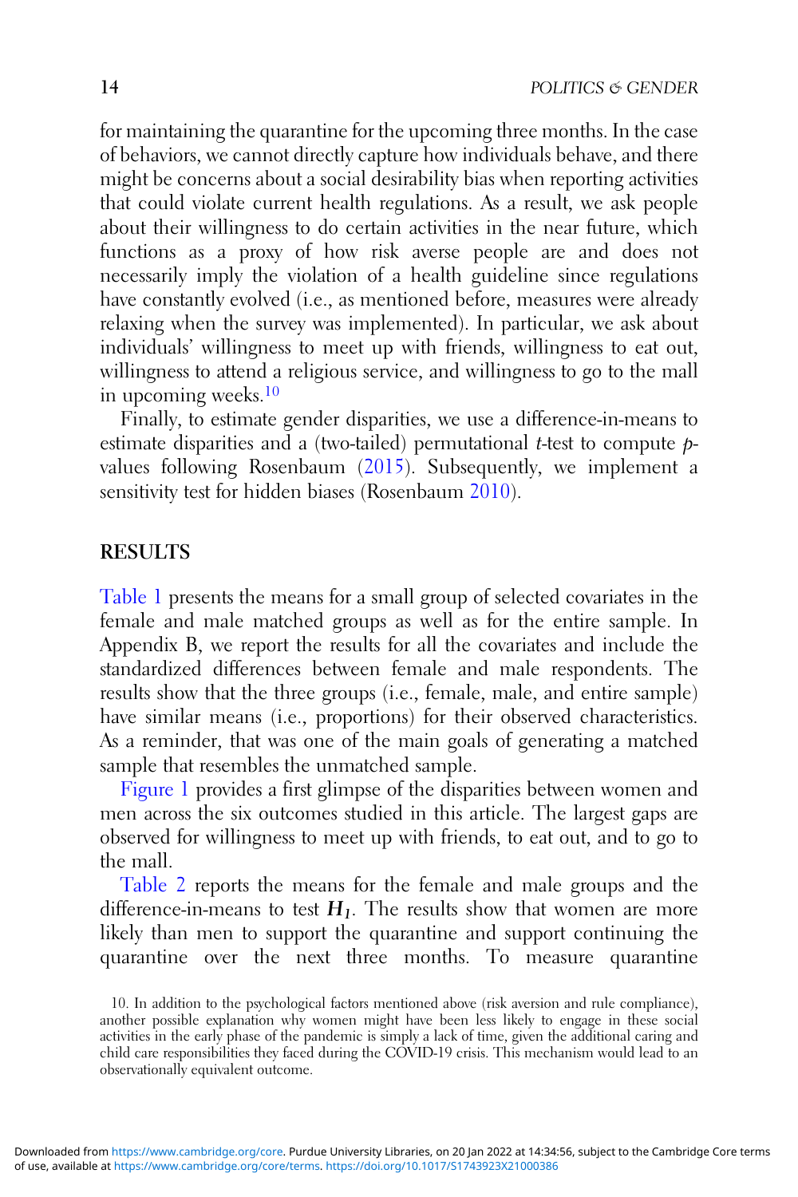for maintaining the quarantine for the upcoming three months. In the case of behaviors, we cannot directly capture how individuals behave, and there might be concerns about a social desirability bias when reporting activities that could violate current health regulations. As a result, we ask people about their willingness to do certain activities in the near future, which functions as a proxy of how risk averse people are and does not necessarily imply the violation of a health guideline since regulations have constantly evolved (i.e., as mentioned before, measures were already relaxing when the survey was implemented). In particular, we ask about individuals' willingness to meet up with friends, willingness to eat out, willingness to attend a religious service, and willingness to go to the mall in upcoming weeks.[10]

Finally, to estimate gender disparities, we use a difference-in-means to estimate disparities and a (two-tailed) permutational $t$-test to compute $p$-values following Rosenbaum (2015). Subsequently, we implement a sensitivity test for hidden biases (Rosenbaum 2010).

## RESULTS

Table 1 presents the means for a small group of selected covariates in the female and male matched groups as well as for the entire sample. In Appendix B, we report the results for all the covariates and include the standardized differences between female and male respondents. The results show that the three groups (i.e., female, male, and entire sample) have similar means (i.e., proportions) for their observed characteristics. As a reminder, that was one of the main goals of generating a matched sample that resembles the unmatched sample.

Figure 1 provides a first glimpse of the disparities between women and men across the six outcomes studied in this article. The largest gaps are observed for willingness to meet up with friends, to eat out, and to go to the mall.

Table 2 reports the means for the female and male groups and the difference-in-means to test $H_1$. The results show that women are more likely than men to support the quarantine and support continuing the quarantine over the next three months. To measure quarantine

10. In addition to the psychological factors mentioned above (risk aversion and rule compliance), another possible explanation why women might have been less likely to engage in these social activities in the early phase of the pandemic is simply a lack of time, given the additional caring and child care responsibilities they faced during the COVID-19 crisis. This mechanism would lead to an observationally equivalent outcome.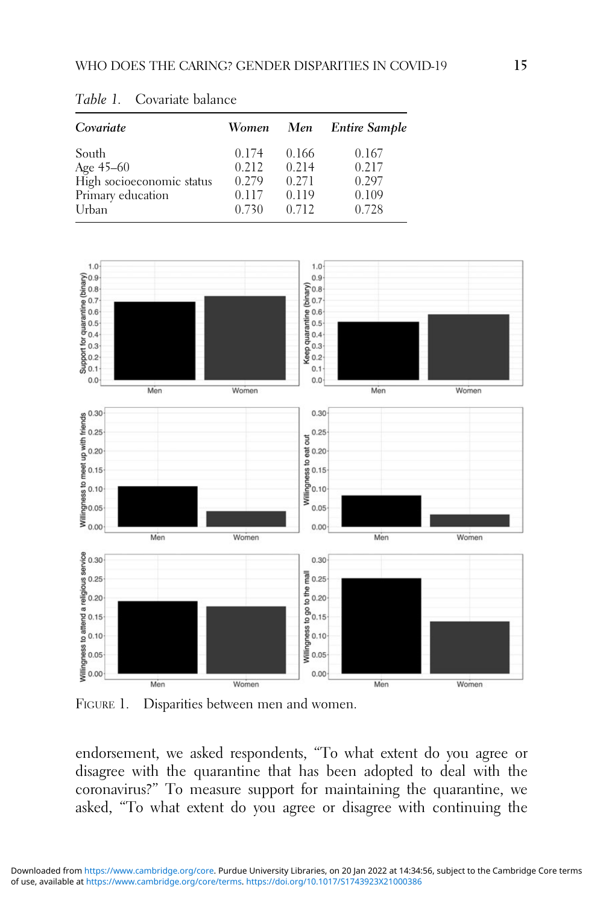*Table 1.* Covariate balance

| *Covariate* | *Women* | *Men* | *Entire Sample* |
|---|---|---|---|
| South | 0.174 | 0.166 | 0.167 |
| Age 45–60 | 0.212 | 0.214 | 0.217 |
| High socioeconomic status | 0.279 | 0.271 | 0.297 |
| Primary education | 0.117 | 0.119 | 0.109 |
| Urban | 0.730 | 0.712 | 0.728 |

FIGURE 1. Disparities between men and women.

endorsement, we asked respondents, "To what extent do you agree or disagree with the quarantine that has been adopted to deal with the coronavirus?" To measure support for maintaining the quarantine, we asked, "To what extent do you agree or disagree with continuing the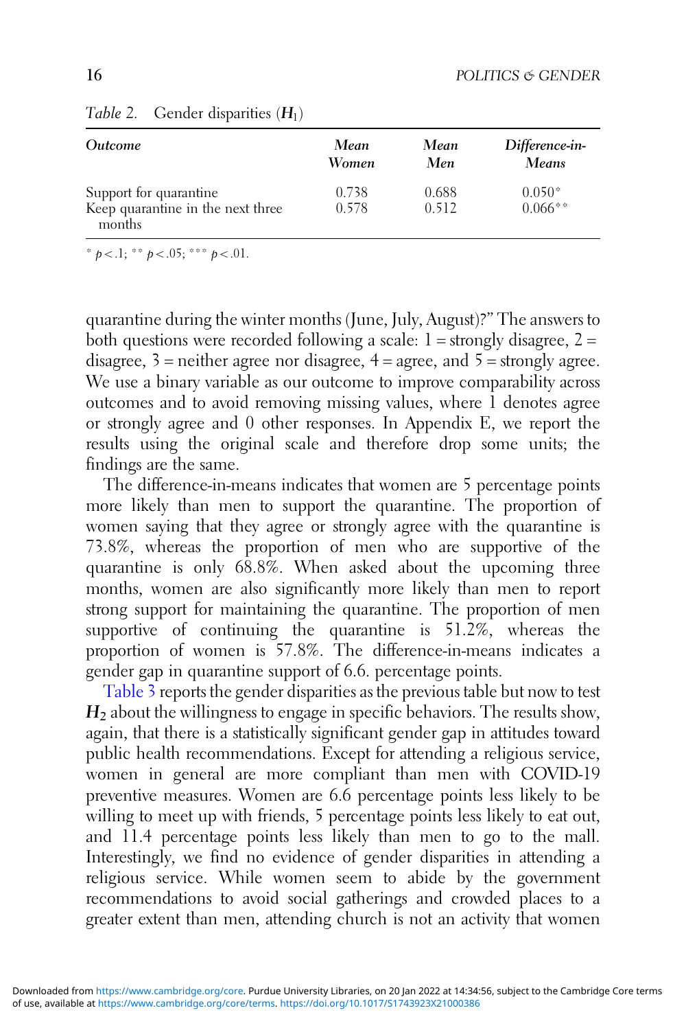*Table 2.* Gender disparities ($H_1$)

| *Outcome* | *Mean Women* | *Mean Men* | *Difference-in-Means* |
|---|---|---|---|
| Support for quarantine | 0.738 | 0.688 | 0.050* |
| Keep quarantine in the next three months | 0.578 | 0.512 | 0.066** |

* $p < .1$; ** $p < .05$; *** $p < .01$.

quarantine during the winter months (June, July, August)?" The answers to both questions were recorded following a scale: 1 = strongly disagree, 2 = disagree, 3 = neither agree nor disagree, 4 = agree, and 5 = strongly agree. We use a binary variable as our outcome to improve comparability across outcomes and to avoid removing missing values, where 1 denotes agree or strongly agree and 0 other responses. In Appendix E, we report the results using the original scale and therefore drop some units; the findings are the same.

The difference-in-means indicates that women are 5 percentage points more likely than men to support the quarantine. The proportion of women saying that they agree or strongly agree with the quarantine is 73.8%, whereas the proportion of men who are supportive of the quarantine is only 68.8%. When asked about the upcoming three months, women are also significantly more likely than men to report strong support for maintaining the quarantine. The proportion of men supportive of continuing the quarantine is 51.2%, whereas the proportion of women is 57.8%. The difference-in-means indicates a gender gap in quarantine support of 6.6. percentage points.

Table 3 reports the gender disparities as the previous table but now to test $H_2$ about the willingness to engage in specific behaviors. The results show, again, that there is a statistically significant gender gap in attitudes toward public health recommendations. Except for attending a religious service, women in general are more compliant than men with COVID-19 preventive measures. Women are 6.6 percentage points less likely to be willing to meet up with friends, 5 percentage points less likely to eat out, and 11.4 percentage points less likely than men to go to the mall. Interestingly, we find no evidence of gender disparities in attending a religious service. While women seem to abide by the government recommendations to avoid social gatherings and crowded places to a greater extent than men, attending church is not an activity that women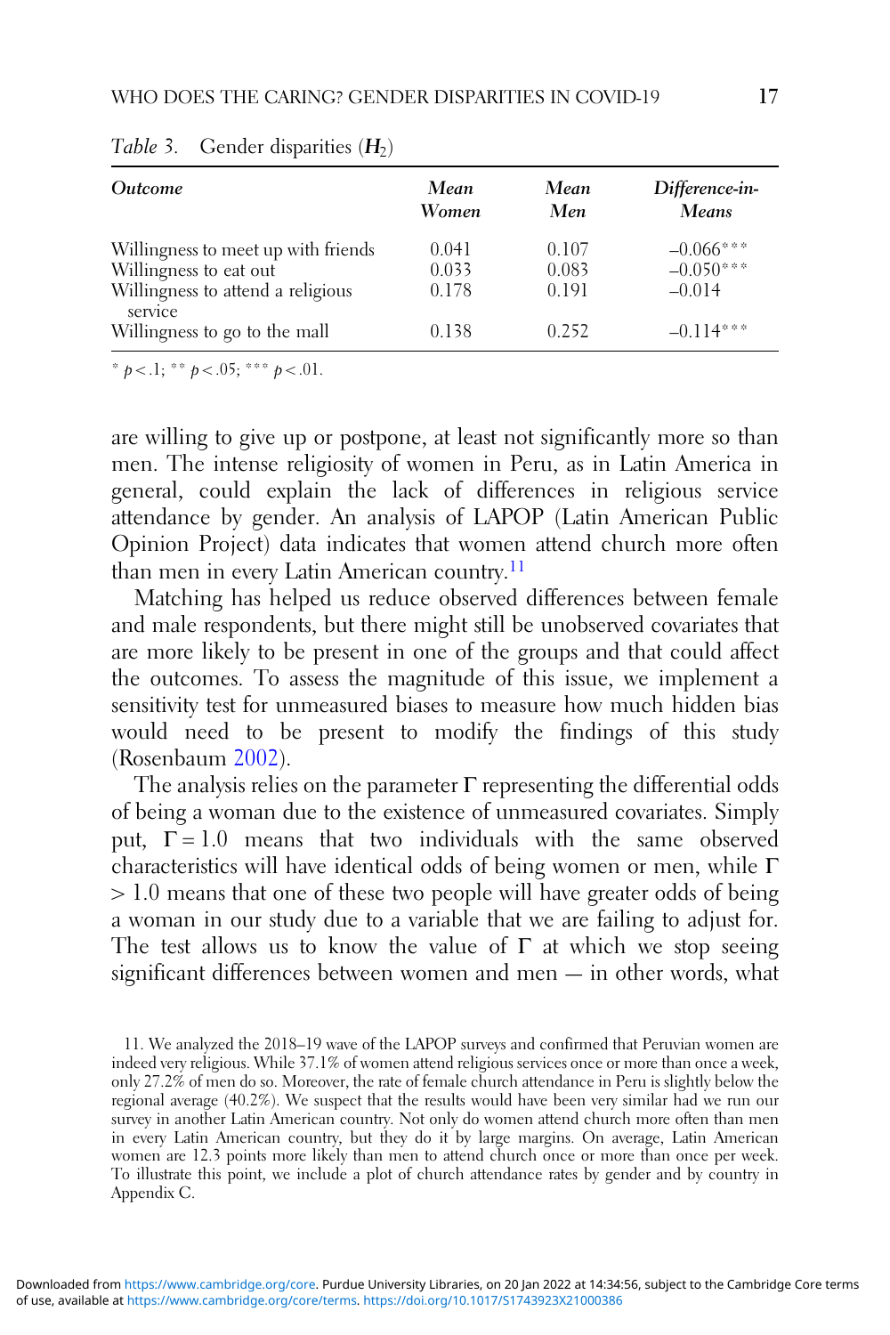*Table 3.* Gender disparities ($H_2$)

| *Outcome* | *Mean Women* | *Mean Men* | *Difference-in-Means* |
|---|---|---|---|
| Willingness to meet up with friends | 0.041 | 0.107 | −0.066*** |
| Willingness to eat out | 0.033 | 0.083 | −0.050*** |
| Willingness to attend a religious service | 0.178 | 0.191 | −0.014 |
| Willingness to go to the mall | 0.138 | 0.252 | −0.114*** |

* $p < .1$; ** $p < .05$; *** $p < .01$.

are willing to give up or postpone, at least not significantly more so than men. The intense religiosity of women in Peru, as in Latin America in general, could explain the lack of differences in religious service attendance by gender. An analysis of LAPOP (Latin American Public Opinion Project) data indicates that women attend church more often than men in every Latin American country.[11]

Matching has helped us reduce observed differences between female and male respondents, but there might still be unobserved covariates that are more likely to be present in one of the groups and that could affect the outcomes. To assess the magnitude of this issue, we implement a sensitivity test for unmeasured biases to measure how much hidden bias would need to be present to modify the findings of this study (Rosenbaum 2002).

The analysis relies on the parameter $\Gamma$ representing the differential odds of being a woman due to the existence of unmeasured covariates. Simply put, $\Gamma = 1.0$ means that two individuals with the same observed characteristics will have identical odds of being women or men, while $\Gamma > 1.0$ means that one of these two people will have greater odds of being a woman in our study due to a variable that we are failing to adjust for. The test allows us to know the value of $\Gamma$ at which we stop seeing significant differences between women and men — in other words, what

11. We analyzed the 2018–19 wave of the LAPOP surveys and confirmed that Peruvian women are indeed very religious. While 37.1% of women attend religious services once or more than once a week, only 27.2% of men do so. Moreover, the rate of female church attendance in Peru is slightly below the regional average (40.2%). We suspect that the results would have been very similar had we run our survey in another Latin American country. Not only do women attend church more often than men in every Latin American country, but they do it by large margins. On average, Latin American women are 12.3 points more likely than men to attend church once or more than once per week. To illustrate this point, we include a plot of church attendance rates by gender and by country in Appendix C.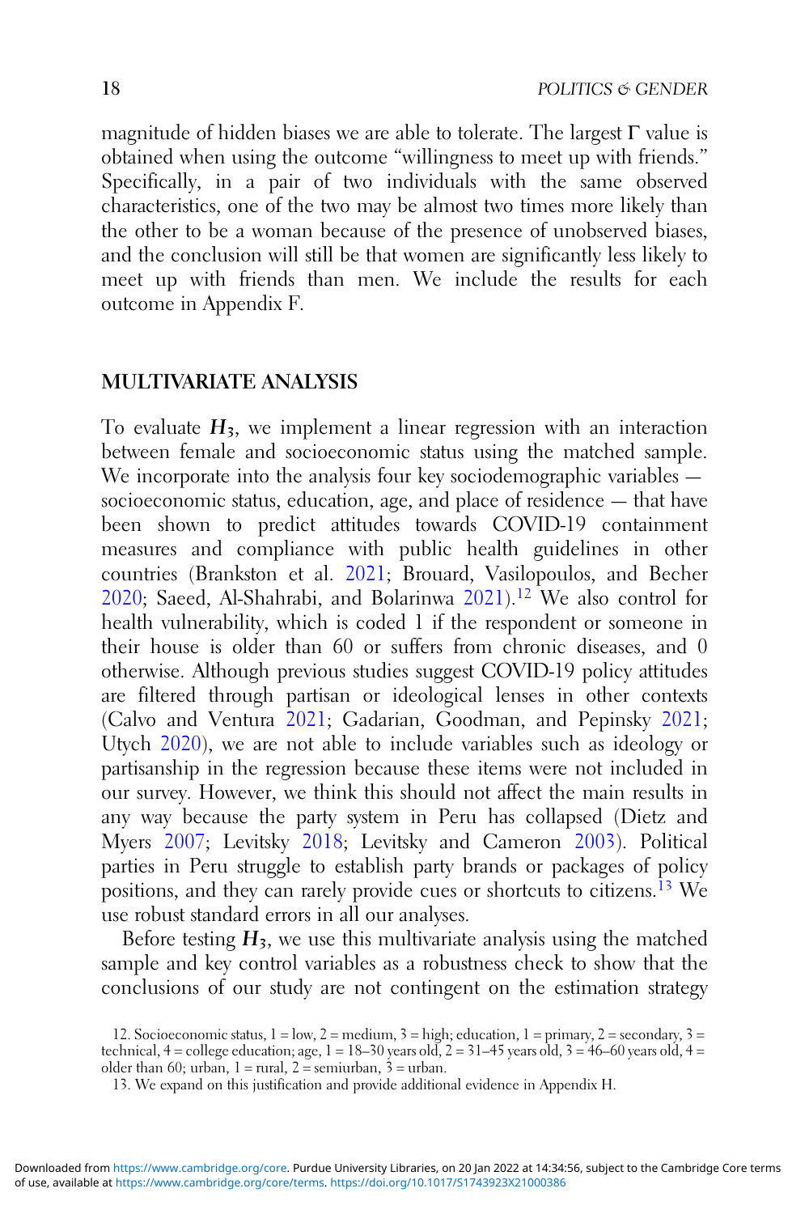magnitude of hidden biases we are able to tolerate. The largest Γ value is obtained when using the outcome "willingness to meet up with friends." Specifically, in a pair of two individuals with the same observed characteristics, one of the two may be almost two times more likely than the other to be a woman because of the presence of unobserved biases, and the conclusion will still be that women are significantly less likely to meet up with friends than men. We include the results for each outcome in Appendix F.

## MULTIVARIATE ANALYSIS

To evaluate $H_3$, we implement a linear regression with an interaction between female and socioeconomic status using the matched sample. We incorporate into the analysis four key sociodemographic variables — socioeconomic status, education, age, and place of residence — that have been shown to predict attitudes towards COVID-19 containment measures and compliance with public health guidelines in other countries (Brankston et al. 2021; Brouard, Vasilopoulos, and Becher 2020; Saeed, Al-Shahrabi, and Bolarinwa 2021).[12] We also control for health vulnerability, which is coded 1 if the respondent or someone in their house is older than 60 or suffers from chronic diseases, and 0 otherwise. Although previous studies suggest COVID-19 policy attitudes are filtered through partisan or ideological lenses in other contexts (Calvo and Ventura 2021; Gadarian, Goodman, and Pepinsky 2021; Utych 2020), we are not able to include variables such as ideology or partisanship in the regression because these items were not included in our survey. However, we think this should not affect the main results in any way because the party system in Peru has collapsed (Dietz and Myers 2007; Levitsky 2018; Levitsky and Cameron 2003). Political parties in Peru struggle to establish party brands or packages of policy positions, and they can rarely provide cues or shortcuts to citizens.[13] We use robust standard errors in all our analyses.

Before testing $H_3$, we use this multivariate analysis using the matched sample and key control variables as a robustness check to show that the conclusions of our study are not contingent on the estimation strategy

12. Socioeconomic status, 1 = low, 2 = medium, 3 = high; education, 1 = primary, 2 = secondary, 3 = technical, 4 = college education; age, 1 = 18–30 years old, 2 = 31–45 years old, 3 = 46–60 years old, 4 = older than 60; urban, 1 = rural, 2 = semiurban, 3 = urban.

13. We expand on this justification and provide additional evidence in Appendix H.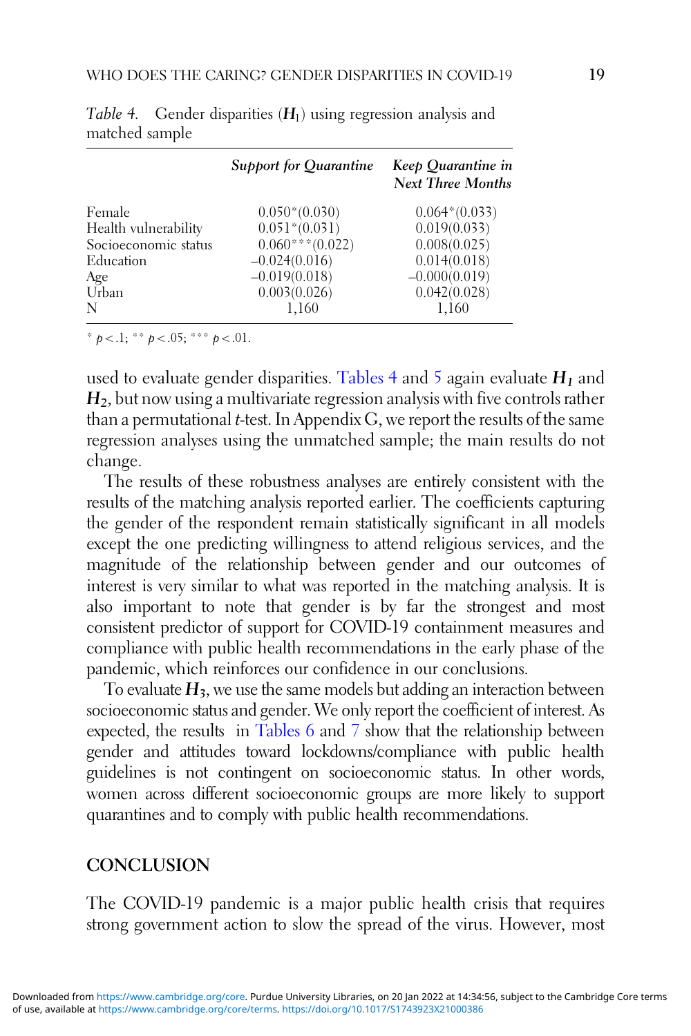*Table 4.* Gender disparities ($\boldsymbol{H}_1$) using regression analysis and matched sample

| | *Support for Quarantine* | *Keep Quarantine in Next Three Months* |
|---|---|---|
| Female | 0.050*(0.030) | 0.064*(0.033) |
| Health vulnerability | 0.051*(0.031) | 0.019(0.033) |
| Socioeconomic status | 0.060***(0.022) | 0.008(0.025) |
| Education | −0.024(0.016) | 0.014(0.018) |
| Age | −0.019(0.018) | −0.000(0.019) |
| Urban | 0.003(0.026) | 0.042(0.028) |
| N | 1,160 | 1,160 |

* $p < .1$; ** $p < .05$; *** $p < .01$.

used to evaluate gender disparities. Tables 4 and 5 again evaluate $\boldsymbol{H_1}$ and $\boldsymbol{H_2}$, but now using a multivariate regression analysis with five controls rather than a permutational *t*-test. In Appendix G, we report the results of the same regression analyses using the unmatched sample; the main results do not change.

The results of these robustness analyses are entirely consistent with the results of the matching analysis reported earlier. The coefficients capturing the gender of the respondent remain statistically significant in all models except the one predicting willingness to attend religious services, and the magnitude of the relationship between gender and our outcomes of interest is very similar to what was reported in the matching analysis. It is also important to note that gender is by far the strongest and most consistent predictor of support for COVID-19 containment measures and compliance with public health recommendations in the early phase of the pandemic, which reinforces our confidence in our conclusions.

To evaluate $\boldsymbol{H_3}$, we use the same models but adding an interaction between socioeconomic status and gender. We only report the coefficient of interest. As expected, the results in Tables 6 and 7 show that the relationship between gender and attitudes toward lockdowns/compliance with public health guidelines is not contingent on socioeconomic status. In other words, women across different socioeconomic groups are more likely to support quarantines and to comply with public health recommendations.

## CONCLUSION

The COVID-19 pandemic is a major public health crisis that requires strong government action to slow the spread of the virus. However, most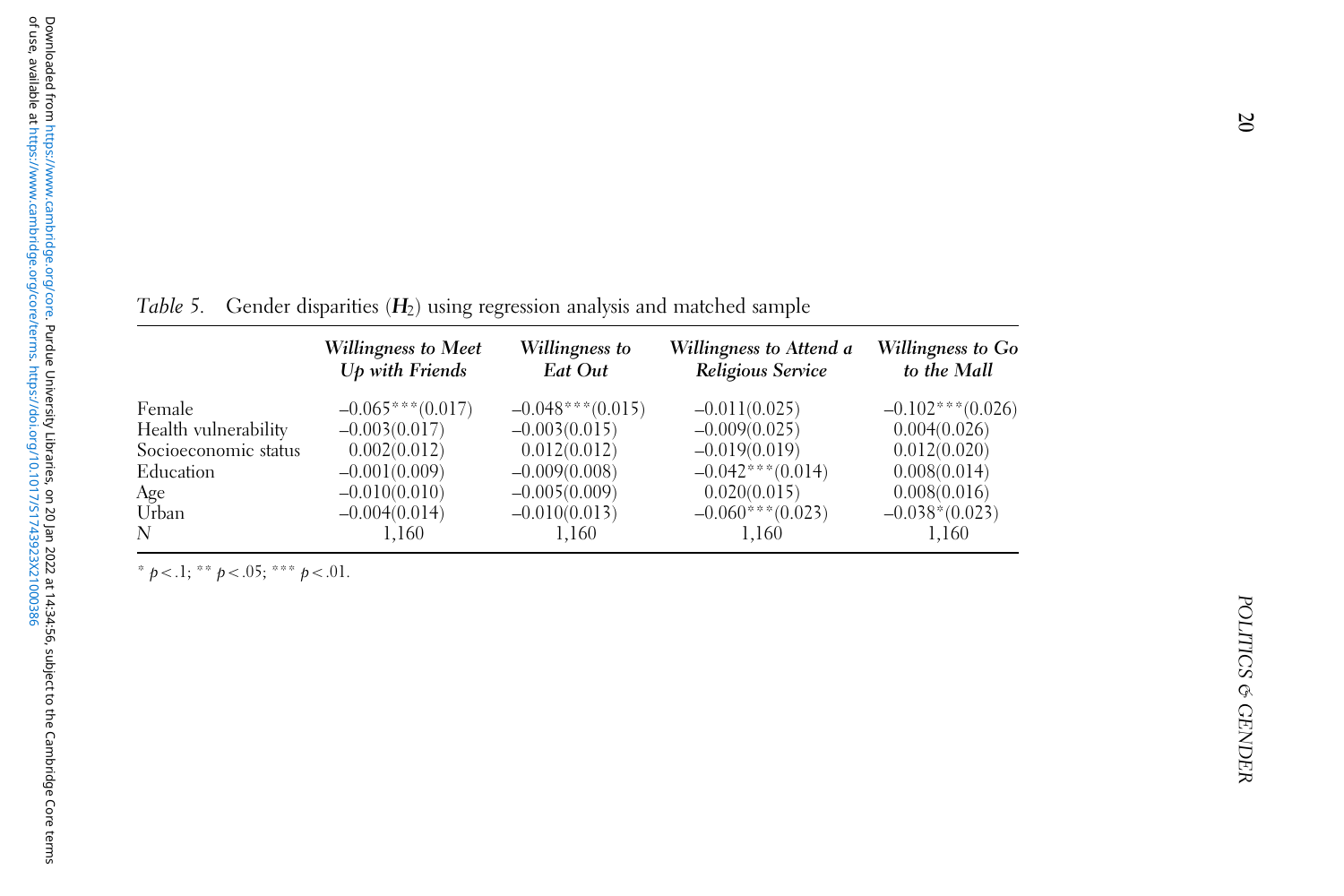*Table 5.* Gender disparities ($H_2$) using regression analysis and matched sample

| | *Willingness to Meet Up with Friends* | *Willingness to Eat Out* | *Willingness to Attend a Religious Service* | *Willingness to Go to the Mall* |
|---|---|---|---|---|
| Female | –0.065***(0.017) | –0.048***(0.015) | –0.011(0.025) | –0.102***(0.026) |
| Health vulnerability | –0.003(0.017) | –0.003(0.015) | –0.009(0.025) | 0.004(0.026) |
| Socioeconomic status | 0.002(0.012) | 0.012(0.012) | –0.019(0.019) | 0.012(0.020) |
| Education | –0.001(0.009) | –0.009(0.008) | –0.042***(0.014) | 0.008(0.014) |
| Age | –0.010(0.010) | –0.005(0.009) | 0.020(0.015) | 0.008(0.016) |
| Urban | –0.004(0.014) | –0.010(0.013) | –0.060***(0.023) | –0.038*(0.023) |
| N | 1,160 | 1,160 | 1,160 | 1,160 |

* $p < .1$; ** $p < .05$; *** $p < .01$.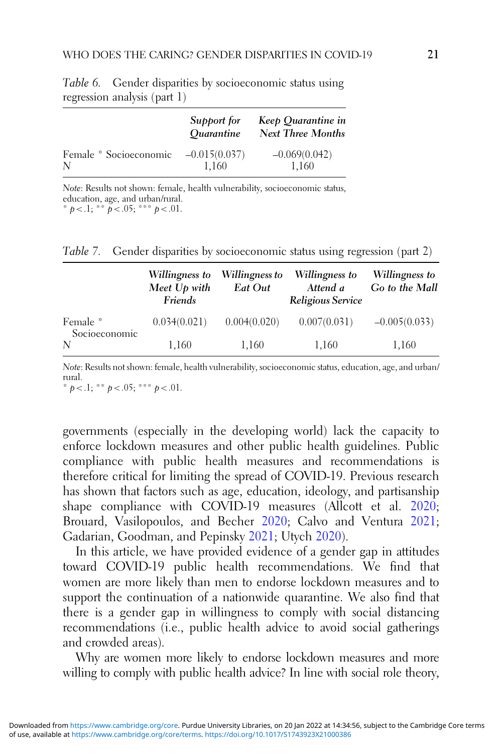*Table 6.* Gender disparities by socioeconomic status using regression analysis (part 1)

| | *Support for Quarantine* | *Keep Quarantine in Next Three Months* |
|---|---|---|
| Female * Socioeconomic | –0.015(0.037) | –0.069(0.042) |
| N | 1,160 | 1,160 |

*Note*: Results not shown: female, health vulnerability, socioeconomic status, education, age, and urban/rural.
* $p < .1$; ** $p < .05$; *** $p < .01$.

*Table 7.* Gender disparities by socioeconomic status using regression (part 2)

| | *Willingness to Meet Up with Friends* | *Willingness to Eat Out* | *Willingness to Attend a Religious Service* | *Willingness to Go to the Mall* |
|---|---|---|---|---|
| Female * Socioeconomic | 0.034(0.021) | 0.004(0.020) | 0.007(0.031) | –0.005(0.033) |
| N | 1,160 | 1,160 | 1,160 | 1,160 |

*Note*: Results not shown: female, health vulnerability, socioeconomic status, education, age, and urban/rural.
* $p < .1$; ** $p < .05$; *** $p < .01$.

governments (especially in the developing world) lack the capacity to enforce lockdown measures and other public health guidelines. Public compliance with public health measures and recommendations is therefore critical for limiting the spread of COVID-19. Previous research has shown that factors such as age, education, ideology, and partisanship shape compliance with COVID-19 measures (Allcott et al. 2020; Brouard, Vasilopoulos, and Becher 2020; Calvo and Ventura 2021; Gadarian, Goodman, and Pepinsky 2021; Utych 2020).

In this article, we have provided evidence of a gender gap in attitudes toward COVID-19 public health recommendations. We find that women are more likely than men to endorse lockdown measures and to support the continuation of a nationwide quarantine. We also find that there is a gender gap in willingness to comply with social distancing recommendations (i.e., public health advice to avoid social gatherings and crowded areas).

Why are women more likely to endorse lockdown measures and more willing to comply with public health advice? In line with social role theory,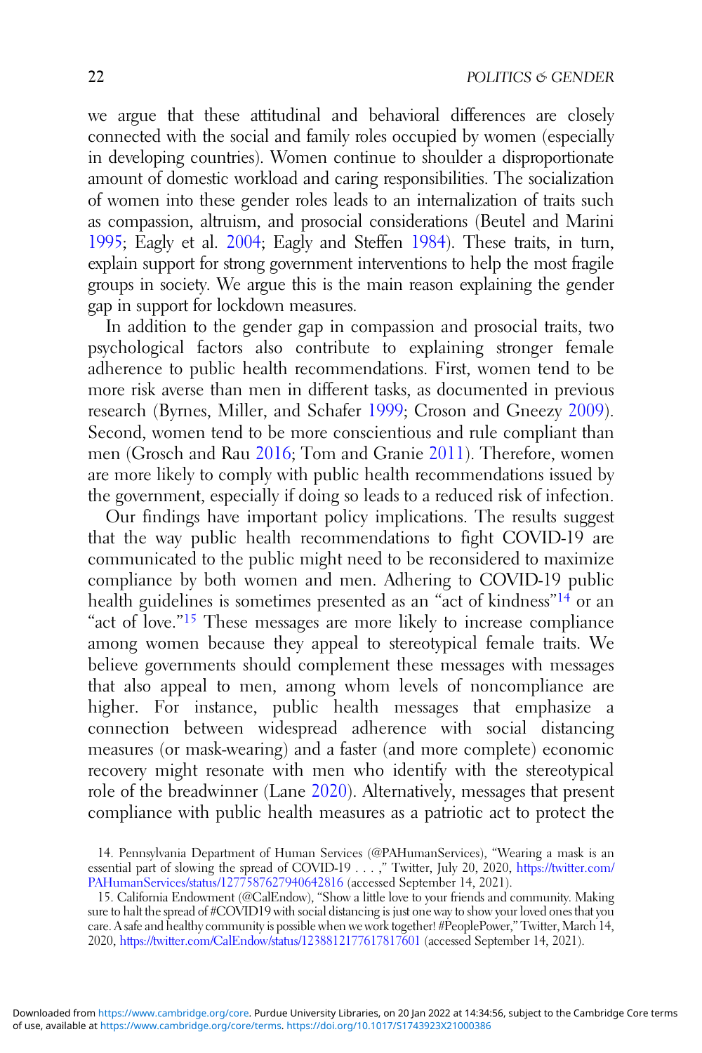we argue that these attitudinal and behavioral differences are closely connected with the social and family roles occupied by women (especially in developing countries). Women continue to shoulder a disproportionate amount of domestic workload and caring responsibilities. The socialization of women into these gender roles leads to an internalization of traits such as compassion, altruism, and prosocial considerations (Beutel and Marini 1995; Eagly et al. 2004; Eagly and Steffen 1984). These traits, in turn, explain support for strong government interventions to help the most fragile groups in society. We argue this is the main reason explaining the gender gap in support for lockdown measures.

In addition to the gender gap in compassion and prosocial traits, two psychological factors also contribute to explaining stronger female adherence to public health recommendations. First, women tend to be more risk averse than men in different tasks, as documented in previous research (Byrnes, Miller, and Schafer 1999; Croson and Gneezy 2009). Second, women tend to be more conscientious and rule compliant than men (Grosch and Rau 2016; Tom and Granie 2011). Therefore, women are more likely to comply with public health recommendations issued by the government, especially if doing so leads to a reduced risk of infection.

Our findings have important policy implications. The results suggest that the way public health recommendations to fight COVID-19 are communicated to the public might need to be reconsidered to maximize compliance by both women and men. Adhering to COVID-19 public health guidelines is sometimes presented as an "act of kindness"[14] or an "act of love."[15] These messages are more likely to increase compliance among women because they appeal to stereotypical female traits. We believe governments should complement these messages with messages that also appeal to men, among whom levels of noncompliance are higher. For instance, public health messages that emphasize a connection between widespread adherence with social distancing measures (or mask-wearing) and a faster (and more complete) economic recovery might resonate with men who identify with the stereotypical role of the breadwinner (Lane 2020). Alternatively, messages that present compliance with public health measures as a patriotic act to protect the

14. Pennsylvania Department of Human Services (@PAHumanServices), "Wearing a mask is an essential part of slowing the spread of COVID-19 . . . ," Twitter, July 20, 2020, https://twitter.com/PAHumanServices/status/1277587627940642816 (accessed September 14, 2021).

15. California Endowment (@CalEndow), "Show a little love to your friends and community. Making sure to halt the spread of #COVID19 with social distancing is just one way to show your loved ones that you care. A safe and healthy community is possible when we work together! #PeoplePower," Twitter, March 14, 2020, https://twitter.com/CalEndow/status/1238812177617817601 (accessed September 14, 2021).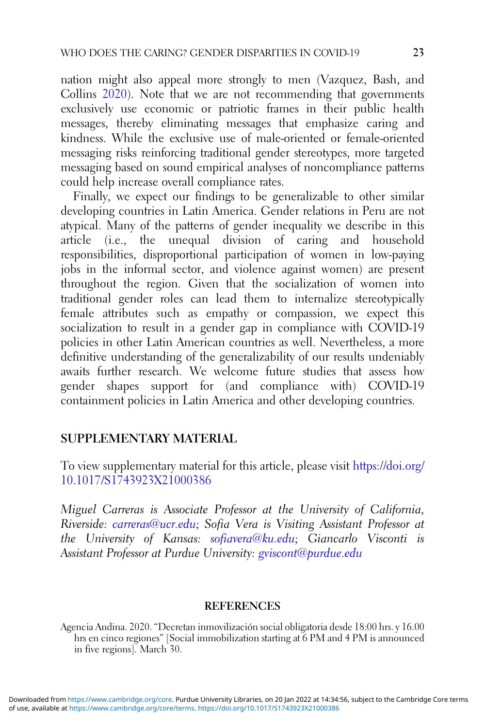nation might also appeal more strongly to men (Vazquez, Bash, and Collins 2020). Note that we are not recommending that governments exclusively use economic or patriotic frames in their public health messages, thereby eliminating messages that emphasize caring and kindness. While the exclusive use of male-oriented or female-oriented messaging risks reinforcing traditional gender stereotypes, more targeted messaging based on sound empirical analyses of noncompliance patterns could help increase overall compliance rates.

Finally, we expect our findings to be generalizable to other similar developing countries in Latin America. Gender relations in Peru are not atypical. Many of the patterns of gender inequality we describe in this article (i.e., the unequal division of caring and household responsibilities, disproportional participation of women in low-paying jobs in the informal sector, and violence against women) are present throughout the region. Given that the socialization of women into traditional gender roles can lead them to internalize stereotypically female attributes such as empathy or compassion, we expect this socialization to result in a gender gap in compliance with COVID-19 policies in other Latin American countries as well. Nevertheless, a more definitive understanding of the generalizability of our results undeniably awaits further research. We welcome future studies that assess how gender shapes support for (and compliance with) COVID-19 containment policies in Latin America and other developing countries.

## SUPPLEMENTARY MATERIAL

To view supplementary material for this article, please visit https://doi.org/10.1017/S1743923X21000386

*Miguel Carreras is Associate Professor at the University of California, Riverside: carreras@ucr.edu; Sofia Vera is Visiting Assistant Professor at the University of Kansas: sofiavera@ku.edu; Giancarlo Visconti is Assistant Professor at Purdue University: gviscont@purdue.edu*

## REFERENCES

Agencia Andina. 2020. "Decretan inmovilización social obligatoria desde 18:00 hrs. y 16.00 hrs en cinco regiones" [Social immobilization starting at 6 PM and 4 PM is announced in five regions]. March 30.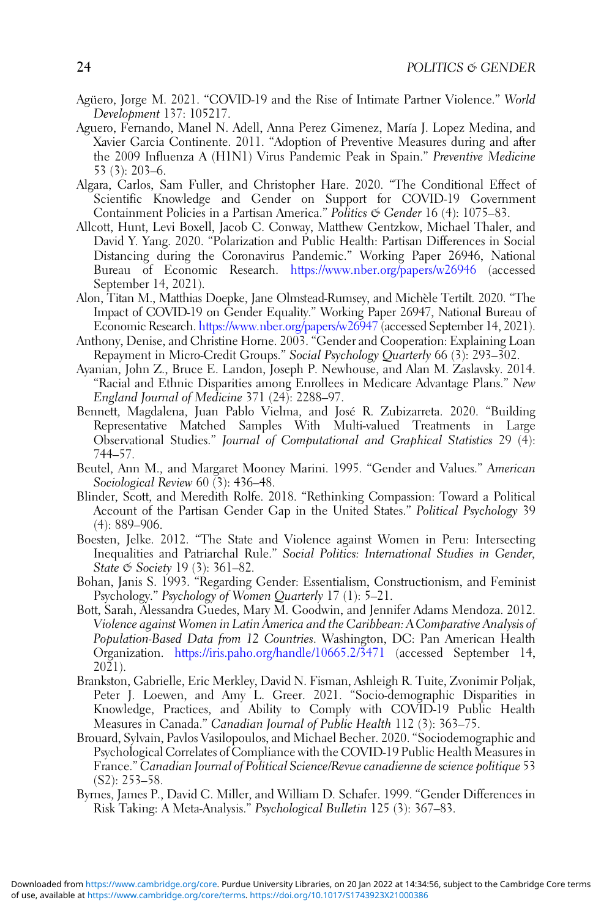Agüero, Jorge M. 2021. "COVID-19 and the Rise of Intimate Partner Violence." *World Development* 137: 105217.

Aguero, Fernando, Manel N. Adell, Anna Perez Gimenez, María J. Lopez Medina, and Xavier Garcia Continente. 2011. "Adoption of Preventive Measures during and after the 2009 Influenza A (H1N1) Virus Pandemic Peak in Spain." *Preventive Medicine* 53 (3): 203–6.

Algara, Carlos, Sam Fuller, and Christopher Hare. 2020. "The Conditional Effect of Scientific Knowledge and Gender on Support for COVID-19 Government Containment Policies in a Partisan America." *Politics & Gender* 16 (4): 1075–83.

Allcott, Hunt, Levi Boxell, Jacob C. Conway, Matthew Gentzkow, Michael Thaler, and David Y. Yang. 2020. "Polarization and Public Health: Partisan Differences in Social Distancing during the Coronavirus Pandemic." Working Paper 26946, National Bureau of Economic Research. https://www.nber.org/papers/w26946 (accessed September 14, 2021).

Alon, Titan M., Matthias Doepke, Jane Olmstead-Rumsey, and Michèle Tertilt. 2020. "The Impact of COVID-19 on Gender Equality." Working Paper 26947, National Bureau of Economic Research. https://www.nber.org/papers/w26947 (accessed September 14, 2021).

Anthony, Denise, and Christine Horne. 2003. "Gender and Cooperation: Explaining Loan Repayment in Micro-Credit Groups." *Social Psychology Quarterly* 66 (3): 293–302.

Ayanian, John Z., Bruce E. Landon, Joseph P. Newhouse, and Alan M. Zaslavsky. 2014. "Racial and Ethnic Disparities among Enrollees in Medicare Advantage Plans." *New England Journal of Medicine* 371 (24): 2288–97.

Bennett, Magdalena, Juan Pablo Vielma, and José R. Zubizarreta. 2020. "Building Representative Matched Samples With Multi-valued Treatments in Large Observational Studies." *Journal of Computational and Graphical Statistics* 29 (4): 744–57.

Beutel, Ann M., and Margaret Mooney Marini. 1995. "Gender and Values." *American Sociological Review* 60 (3): 436–48.

Blinder, Scott, and Meredith Rolfe. 2018. "Rethinking Compassion: Toward a Political Account of the Partisan Gender Gap in the United States." *Political Psychology* 39 (4): 889–906.

Boesten, Jelke. 2012. "The State and Violence against Women in Peru: Intersecting Inequalities and Patriarchal Rule." *Social Politics: International Studies in Gender, State & Society* 19 (3): 361–82.

Bohan, Janis S. 1993. "Regarding Gender: Essentialism, Constructionism, and Feminist Psychology." *Psychology of Women Quarterly* 17 (1): 5–21.

Bott, Sarah, Alessandra Guedes, Mary M. Goodwin, and Jennifer Adams Mendoza. 2012. *Violence against Women in Latin America and the Caribbean: A Comparative Analysis of Population-Based Data from 12 Countries*. Washington, DC: Pan American Health Organization. https://iris.paho.org/handle/10665.2/3471 (accessed September 14, 2021).

Brankston, Gabrielle, Eric Merkley, David N. Fisman, Ashleigh R. Tuite, Zvonimir Poljak, Peter J. Loewen, and Amy L. Greer. 2021. "Socio-demographic Disparities in Knowledge, Practices, and Ability to Comply with COVID-19 Public Health Measures in Canada." *Canadian Journal of Public Health* 112 (3): 363–75.

Brouard, Sylvain, Pavlos Vasilopoulos, and Michael Becher. 2020. "Sociodemographic and Psychological Correlates of Compliance with the COVID-19 Public Health Measures in France." *Canadian Journal of Political Science/Revue canadienne de science politique* 53 (S2): 253–58.

Byrnes, James P., David C. Miller, and William D. Schafer. 1999. "Gender Differences in Risk Taking: A Meta-Analysis." *Psychological Bulletin* 125 (3): 367–83.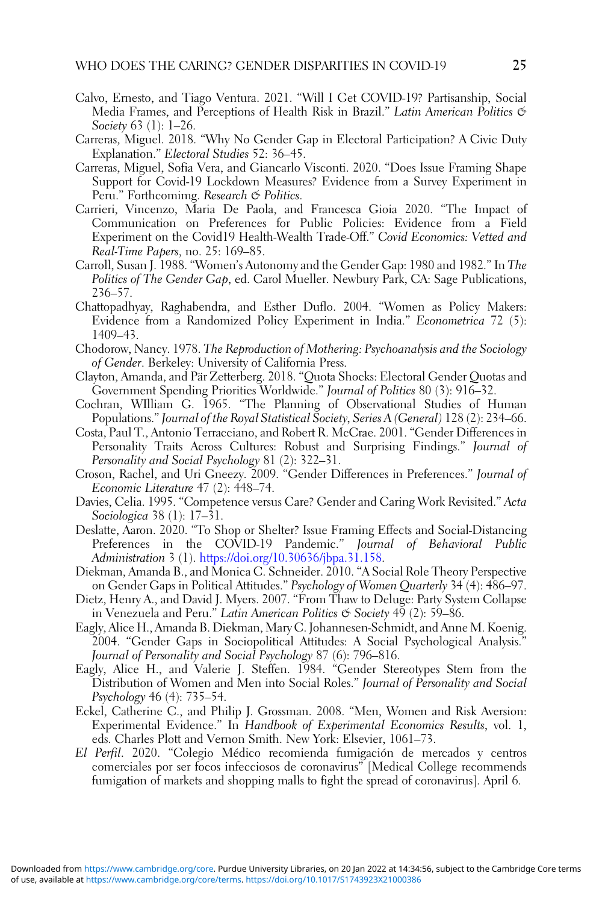Calvo, Ernesto, and Tiago Ventura. 2021. "Will I Get COVID-19? Partisanship, Social Media Frames, and Perceptions of Health Risk in Brazil." *Latin American Politics & Society* 63 (1): 1–26.

Carreras, Miguel. 2018. "Why No Gender Gap in Electoral Participation? A Civic Duty Explanation." *Electoral Studies* 52: 36–45.

Carreras, Miguel, Sofia Vera, and Giancarlo Visconti. 2020. "Does Issue Framing Shape Support for Covid-19 Lockdown Measures? Evidence from a Survey Experiment in Peru." Forthcomimg. *Research & Politics*.

Carrieri, Vincenzo, Maria De Paola, and Francesca Gioia 2020. "The Impact of Communication on Preferences for Public Policies: Evidence from a Field Experiment on the Covid19 Health-Wealth Trade-Off." *Covid Economics: Vetted and Real-Time Papers*, no. 25: 169–85.

Carroll, Susan J. 1988. "Women's Autonomy and the Gender Gap: 1980 and 1982." In *The Politics of The Gender Gap*, ed. Carol Mueller. Newbury Park, CA: Sage Publications, 236–57.

Chattopadhyay, Raghabendra, and Esther Duflo. 2004. "Women as Policy Makers: Evidence from a Randomized Policy Experiment in India." *Econometrica* 72 (5): 1409–43.

Chodorow, Nancy. 1978. *The Reproduction of Mothering: Psychoanalysis and the Sociology of Gender*. Berkeley: University of California Press.

Clayton, Amanda, and Pär Zetterberg. 2018. "Quota Shocks: Electoral Gender Quotas and Government Spending Priorities Worldwide." *Journal of Politics* 80 (3): 916–32.

Cochran, WIlliam G. 1965. "The Planning of Observational Studies of Human Populations." *Journal of the Royal Statistical Society, Series A (General)* 128 (2): 234–66.

Costa, Paul T., Antonio Terracciano, and Robert R. McCrae. 2001. "Gender Differences in Personality Traits Across Cultures: Robust and Surprising Findings." *Journal of Personality and Social Psychology* 81 (2): 322–31.

Croson, Rachel, and Uri Gneezy. 2009. "Gender Differences in Preferences." *Journal of Economic Literature* 47 (2): 448–74.

Davies, Celia. 1995. "Competence versus Care? Gender and Caring Work Revisited." *Acta Sociologica* 38 (1): 17–31.

Deslatte, Aaron. 2020. "To Shop or Shelter? Issue Framing Effects and Social-Distancing Preferences in the COVID-19 Pandemic." *Journal of Behavioral Public Administration* 3 (1). https://doi.org/10.30636/jbpa.31.158.

Diekman, Amanda B., and Monica C. Schneider. 2010. "A Social Role Theory Perspective on Gender Gaps in Political Attitudes." *Psychology of Women Quarterly* 34 (4): 486–97.

Dietz, Henry A., and David J. Myers. 2007. "From Thaw to Deluge: Party System Collapse in Venezuela and Peru." *Latin American Politics & Society* 49 (2): 59–86.

Eagly, Alice H., Amanda B. Diekman, Mary C. Johannesen-Schmidt, and Anne M. Koenig. 2004. "Gender Gaps in Sociopolitical Attitudes: A Social Psychological Analysis." *Journal of Personality and Social Psychology* 87 (6): 796–816.

Eagly, Alice H., and Valerie J. Steffen. 1984. "Gender Stereotypes Stem from the Distribution of Women and Men into Social Roles." *Journal of Personality and Social Psychology* 46 (4): 735–54.

Eckel, Catherine C., and Philip J. Grossman. 2008. "Men, Women and Risk Aversion: Experimental Evidence." In *Handbook of Experimental Economics Results*, vol. 1, eds. Charles Plott and Vernon Smith. New York: Elsevier, 1061–73.

*El Perfil*. 2020. "Colegio Médico recomienda fumigación de mercados y centros comerciales por ser focos infecciosos de coronavirus" [Medical College recommends fumigation of markets and shopping malls to fight the spread of coronavirus]. April 6.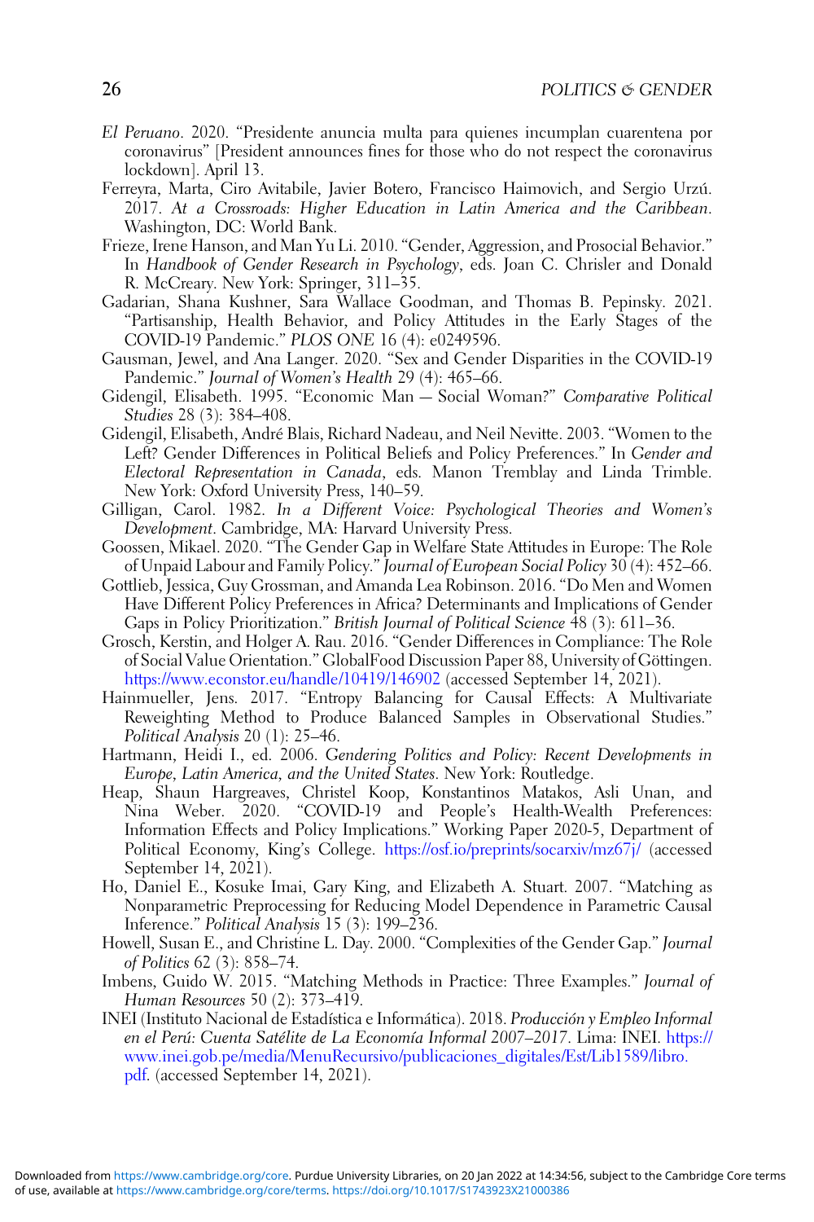*El Peruano*. 2020. "Presidente anuncia multa para quienes incumplan cuarentena por coronavirus" [President announces fines for those who do not respect the coronavirus lockdown]. April 13.

Ferreyra, Marta, Ciro Avitabile, Javier Botero, Francisco Haimovich, and Sergio Urzú. 2017. *At a Crossroads: Higher Education in Latin America and the Caribbean*. Washington, DC: World Bank.

Frieze, Irene Hanson, and Man Yu Li. 2010. "Gender, Aggression, and Prosocial Behavior." In *Handbook of Gender Research in Psychology*, eds. Joan C. Chrisler and Donald R. McCreary. New York: Springer, 311–35.

Gadarian, Shana Kushner, Sara Wallace Goodman, and Thomas B. Pepinsky. 2021. "Partisanship, Health Behavior, and Policy Attitudes in the Early Stages of the COVID-19 Pandemic." *PLOS ONE* 16 (4): e0249596.

Gausman, Jewel, and Ana Langer. 2020. "Sex and Gender Disparities in the COVID-19 Pandemic." *Journal of Women's Health* 29 (4): 465–66.

Gidengil, Elisabeth. 1995. "Economic Man — Social Woman?" *Comparative Political Studies* 28 (3): 384–408.

Gidengil, Elisabeth, André Blais, Richard Nadeau, and Neil Nevitte. 2003. "Women to the Left? Gender Differences in Political Beliefs and Policy Preferences." In *Gender and Electoral Representation in Canada*, eds. Manon Tremblay and Linda Trimble. New York: Oxford University Press, 140–59.

Gilligan, Carol. 1982. *In a Different Voice: Psychological Theories and Women's Development*. Cambridge, MA: Harvard University Press.

Goossen, Mikael. 2020. "The Gender Gap in Welfare State Attitudes in Europe: The Role of Unpaid Labour and Family Policy." *Journal of European Social Policy* 30 (4): 452–66.

Gottlieb, Jessica, Guy Grossman, and Amanda Lea Robinson. 2016. "Do Men and Women Have Different Policy Preferences in Africa? Determinants and Implications of Gender Gaps in Policy Prioritization." *British Journal of Political Science* 48 (3): 611–36.

Grosch, Kerstin, and Holger A. Rau. 2016. "Gender Differences in Compliance: The Role of Social Value Orientation." GlobalFood Discussion Paper 88, University of Göttingen. https://www.econstor.eu/handle/10419/146902 (accessed September 14, 2021).

Hainmueller, Jens. 2017. "Entropy Balancing for Causal Effects: A Multivariate Reweighting Method to Produce Balanced Samples in Observational Studies." *Political Analysis* 20 (1): 25–46.

Hartmann, Heidi I., ed. 2006. *Gendering Politics and Policy: Recent Developments in Europe, Latin America, and the United States*. New York: Routledge.

Heap, Shaun Hargreaves, Christel Koop, Konstantinos Matakos, Asli Unan, and Nina Weber. 2020. "COVID-19 and People's Health-Wealth Preferences: Information Effects and Policy Implications." Working Paper 2020-5, Department of Political Economy, King's College. https://osf.io/preprints/socarxiv/mz67j/ (accessed September 14, 2021).

Ho, Daniel E., Kosuke Imai, Gary King, and Elizabeth A. Stuart. 2007. "Matching as Nonparametric Preprocessing for Reducing Model Dependence in Parametric Causal Inference." *Political Analysis* 15 (3): 199–236.

Howell, Susan E., and Christine L. Day. 2000. "Complexities of the Gender Gap." *Journal of Politics* 62 (3): 858–74.

Imbens, Guido W. 2015. "Matching Methods in Practice: Three Examples." *Journal of Human Resources* 50 (2): 373–419.

INEI (Instituto Nacional de Estadística e Informática). 2018. *Producción y Empleo Informal en el Perú: Cuenta Satélite de La Economía Informal 2007–2017*. Lima: INEI. https://www.inei.gob.pe/media/MenuRecursivo/publicaciones_digitales/Est/Lib1589/libro.pdf. (accessed September 14, 2021).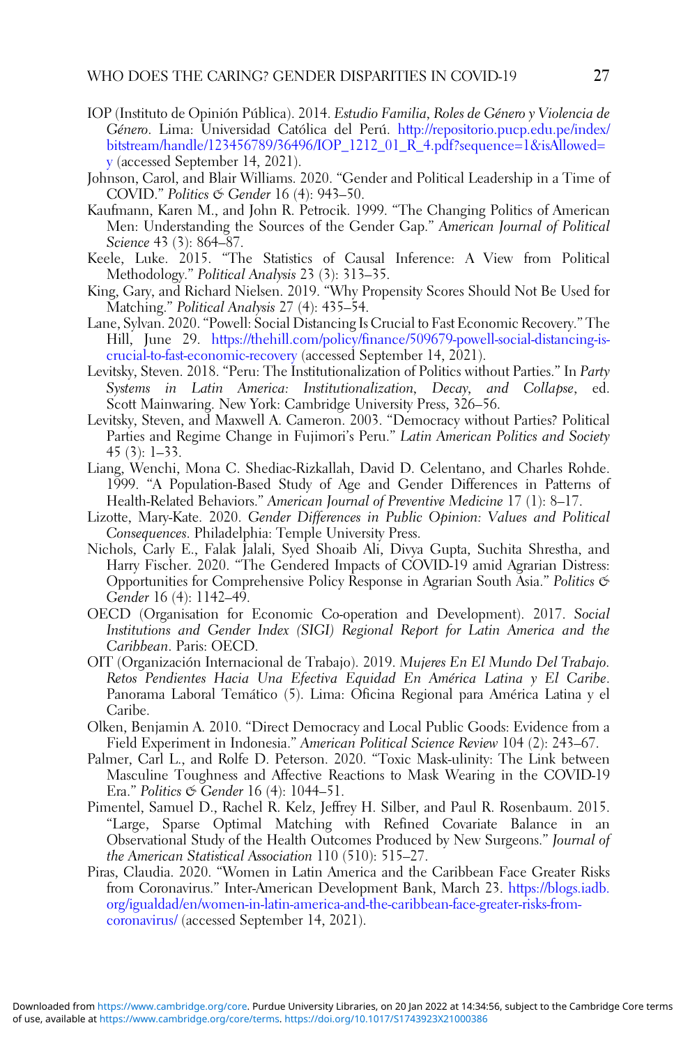IOP (Instituto de Opinión Pública). 2014. *Estudio Familia, Roles de Género y Violencia de Género*. Lima: Universidad Católica del Perú. http://repositorio.pucp.edu.pe/index/bitstream/handle/123456789/36496/IOP_1212_01_R_4.pdf?sequence=1&isAllowed=y (accessed September 14, 2021).

Johnson, Carol, and Blair Williams. 2020. "Gender and Political Leadership in a Time of COVID." *Politics & Gender* 16 (4): 943–50.

Kaufmann, Karen M., and John R. Petrocik. 1999. "The Changing Politics of American Men: Understanding the Sources of the Gender Gap." *American Journal of Political Science* 43 (3): 864–87.

Keele, Luke. 2015. "The Statistics of Causal Inference: A View from Political Methodology." *Political Analysis* 23 (3): 313–35.

King, Gary, and Richard Nielsen. 2019. "Why Propensity Scores Should Not Be Used for Matching." *Political Analysis* 27 (4): 435–54.

Lane, Sylvan. 2020. "Powell: Social Distancing Is Crucial to Fast Economic Recovery." The Hill, June 29. https://thehill.com/policy/finance/509679-powell-social-distancing-is-crucial-to-fast-economic-recovery (accessed September 14, 2021).

Levitsky, Steven. 2018. "Peru: The Institutionalization of Politics without Parties." In *Party Systems in Latin America: Institutionalization, Decay, and Collapse*, ed. Scott Mainwaring. New York: Cambridge University Press, 326–56.

Levitsky, Steven, and Maxwell A. Cameron. 2003. "Democracy without Parties? Political Parties and Regime Change in Fujimori's Peru." *Latin American Politics and Society* 45 (3): 1–33.

Liang, Wenchi, Mona C. Shediac-Rizkallah, David D. Celentano, and Charles Rohde. 1999. "A Population-Based Study of Age and Gender Differences in Patterns of Health-Related Behaviors." *American Journal of Preventive Medicine* 17 (1): 8–17.

Lizotte, Mary-Kate. 2020. *Gender Differences in Public Opinion: Values and Political Consequences*. Philadelphia: Temple University Press.

Nichols, Carly E., Falak Jalali, Syed Shoaib Ali, Divya Gupta, Suchita Shrestha, and Harry Fischer. 2020. "The Gendered Impacts of COVID-19 amid Agrarian Distress: Opportunities for Comprehensive Policy Response in Agrarian South Asia." *Politics & Gender* 16 (4): 1142–49.

OECD (Organisation for Economic Co-operation and Development). 2017. *Social Institutions and Gender Index (SIGI) Regional Report for Latin America and the Caribbean*. Paris: OECD.

OIT (Organización Internacional de Trabajo). 2019. *Mujeres En El Mundo Del Trabajo. Retos Pendientes Hacia Una Efectiva Equidad En América Latina y El Caribe*. Panorama Laboral Temático (5). Lima: Oficina Regional para América Latina y el Caribe.

Olken, Benjamin A. 2010. "Direct Democracy and Local Public Goods: Evidence from a Field Experiment in Indonesia." *American Political Science Review* 104 (2): 243–67.

Palmer, Carl L., and Rolfe D. Peterson. 2020. "Toxic Mask-ulinity: The Link between Masculine Toughness and Affective Reactions to Mask Wearing in the COVID-19 Era." *Politics & Gender* 16 (4): 1044–51.

Pimentel, Samuel D., Rachel R. Kelz, Jeffrey H. Silber, and Paul R. Rosenbaum. 2015. "Large, Sparse Optimal Matching with Refined Covariate Balance in an Observational Study of the Health Outcomes Produced by New Surgeons." *Journal of the American Statistical Association* 110 (510): 515–27.

Piras, Claudia. 2020. "Women in Latin America and the Caribbean Face Greater Risks from Coronavirus." Inter-American Development Bank, March 23. https://blogs.iadb.org/igualdad/en/women-in-latin-america-and-the-caribbean-face-greater-risks-from-coronavirus/ (accessed September 14, 2021).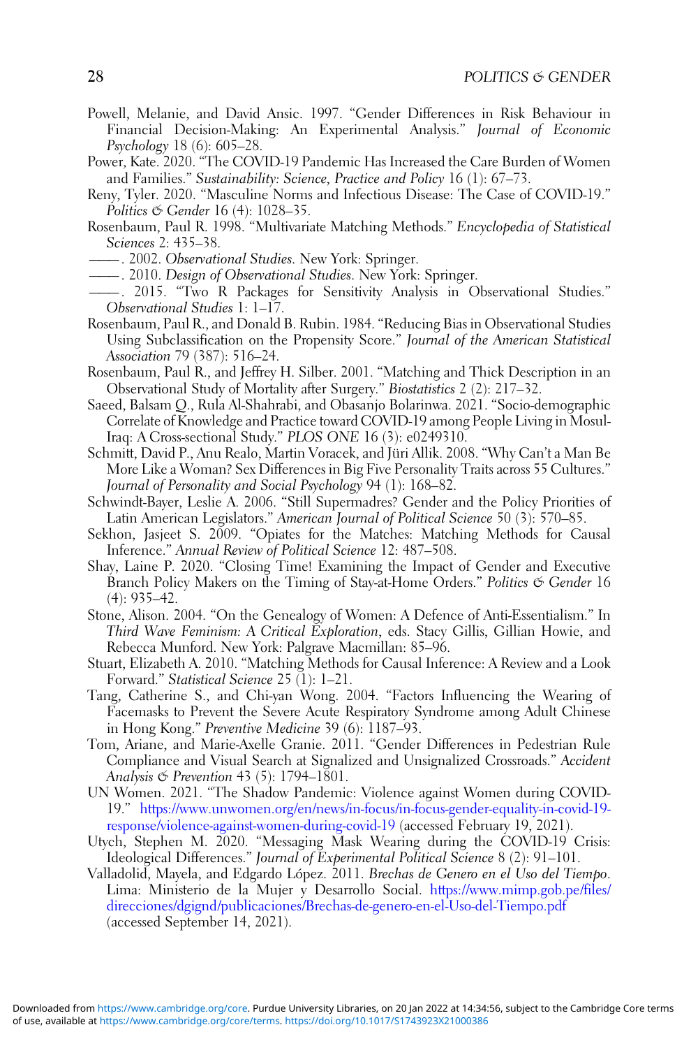Powell, Melanie, and David Ansic. 1997. "Gender Differences in Risk Behaviour in Financial Decision-Making: An Experimental Analysis." *Journal of Economic Psychology* 18 (6): 605–28.

Power, Kate. 2020. "The COVID-19 Pandemic Has Increased the Care Burden of Women and Families." *Sustainability: Science, Practice and Policy* 16 (1): 67–73.

Reny, Tyler. 2020. "Masculine Norms and Infectious Disease: The Case of COVID-19." *Politics & Gender* 16 (4): 1028–35.

Rosenbaum, Paul R. 1998. "Multivariate Matching Methods." *Encyclopedia of Statistical Sciences* 2: 435–38.

———. 2002. *Observational Studies*. New York: Springer.

———. 2010. *Design of Observational Studies*. New York: Springer.

———. 2015. "Two R Packages for Sensitivity Analysis in Observational Studies." *Observational Studies* 1: 1–17.

Rosenbaum, Paul R., and Donald B. Rubin. 1984. "Reducing Bias in Observational Studies Using Subclassification on the Propensity Score." *Journal of the American Statistical Association* 79 (387): 516–24.

Rosenbaum, Paul R., and Jeffrey H. Silber. 2001. "Matching and Thick Description in an Observational Study of Mortality after Surgery." *Biostatistics* 2 (2): 217–32.

Saeed, Balsam Q., Rula Al-Shahrabi, and Obasanjo Bolarinwa. 2021. "Socio-demographic Correlate of Knowledge and Practice toward COVID-19 among People Living in Mosul-Iraq: A Cross-sectional Study." *PLOS ONE* 16 (3): e0249310.

Schmitt, David P., Anu Realo, Martin Voracek, and Jüri Allik. 2008. "Why Can't a Man Be More Like a Woman? Sex Differences in Big Five Personality Traits across 55 Cultures." *Journal of Personality and Social Psychology* 94 (1): 168–82.

Schwindt-Bayer, Leslie A. 2006. "Still Supermadres? Gender and the Policy Priorities of Latin American Legislators." *American Journal of Political Science* 50 (3): 570–85.

Sekhon, Jasjeet S. 2009. "Opiates for the Matches: Matching Methods for Causal Inference." *Annual Review of Political Science* 12: 487–508.

Shay, Laine P. 2020. "Closing Time! Examining the Impact of Gender and Executive Branch Policy Makers on the Timing of Stay-at-Home Orders." *Politics & Gender* 16 (4): 935–42.

Stone, Alison. 2004. "On the Genealogy of Women: A Defence of Anti-Essentialism." In *Third Wave Feminism: A Critical Exploration*, eds. Stacy Gillis, Gillian Howie, and Rebecca Munford. New York: Palgrave Macmillan: 85–96.

Stuart, Elizabeth A. 2010. "Matching Methods for Causal Inference: A Review and a Look Forward." *Statistical Science* 25 (1): 1–21.

Tang, Catherine S., and Chi-yan Wong. 2004. "Factors Influencing the Wearing of Facemasks to Prevent the Severe Acute Respiratory Syndrome among Adult Chinese in Hong Kong." *Preventive Medicine* 39 (6): 1187–93.

Tom, Ariane, and Marie-Axelle Granie. 2011. "Gender Differences in Pedestrian Rule Compliance and Visual Search at Signalized and Unsignalized Crossroads." *Accident Analysis & Prevention* 43 (5): 1794–1801.

UN Women. 2021. "The Shadow Pandemic: Violence against Women during COVID-19." https://www.unwomen.org/en/news/in-focus/in-focus-gender-equality-in-covid-19-response/violence-against-women-during-covid-19 (accessed February 19, 2021).

Utych, Stephen M. 2020. "Messaging Mask Wearing during the COVID-19 Crisis: Ideological Differences." *Journal of Experimental Political Science* 8 (2): 91–101.

Valladolid, Mayela, and Edgardo López. 2011. *Brechas de Genero en el Uso del Tiempo*. Lima: Ministerio de la Mujer y Desarrollo Social. https://www.mimp.gob.pe/files/direcciones/dgignd/publicaciones/Brechas-de-genero-en-el-Uso-del-Tiempo.pdf (accessed September 14, 2021).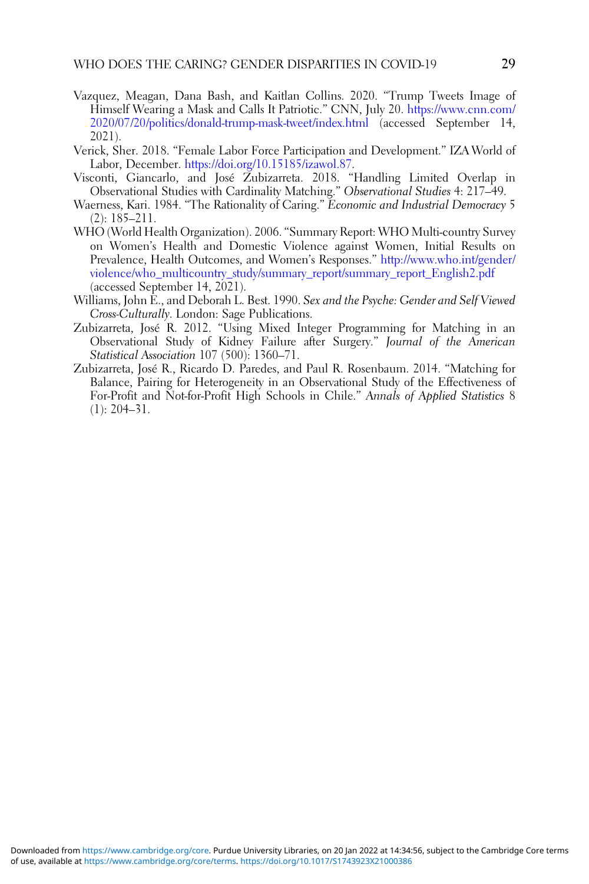Vazquez, Meagan, Dana Bash, and Kaitlan Collins. 2020. "Trump Tweets Image of Himself Wearing a Mask and Calls It Patriotic." CNN, July 20. https://www.cnn.com/2020/07/20/politics/donald-trump-mask-tweet/index.html (accessed September 14, 2021).

Verick, Sher. 2018. "Female Labor Force Participation and Development." IZA World of Labor, December. https://doi.org/10.15185/izawol.87.

Visconti, Giancarlo, and José Zubizarreta. 2018. "Handling Limited Overlap in Observational Studies with Cardinality Matching." *Observational Studies* 4: 217–49.

Waerness, Kari. 1984. "The Rationality of Caring." *Economic and Industrial Democracy* 5 (2): 185–211.

WHO (World Health Organization). 2006. "Summary Report: WHO Multi-country Survey on Women's Health and Domestic Violence against Women, Initial Results on Prevalence, Health Outcomes, and Women's Responses." http://www.who.int/gender/violence/who_multicountry_study/summary_report/summary_report_English2.pdf (accessed September 14, 2021).

Williams, John E., and Deborah L. Best. 1990. *Sex and the Psyche: Gender and Self Viewed Cross-Culturally*. London: Sage Publications.

Zubizarreta, José R. 2012. "Using Mixed Integer Programming for Matching in an Observational Study of Kidney Failure after Surgery." *Journal of the American Statistical Association* 107 (500): 1360–71.

Zubizarreta, José R., Ricardo D. Paredes, and Paul R. Rosenbaum. 2014. "Matching for Balance, Pairing for Heterogeneity in an Observational Study of the Effectiveness of For-Profit and Not-for-Profit High Schools in Chile." *Annals of Applied Statistics* 8 (1): 204–31.